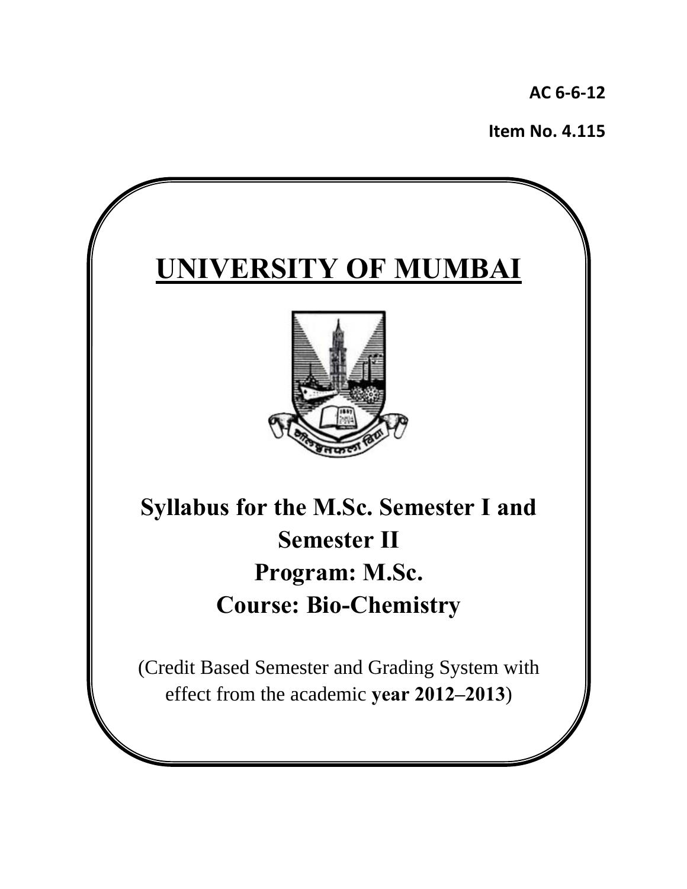AC 6-6-12

Item No. 4.115

# UNIVERSITY OF MUMBAI

## Syllabus for the M.Sc. Semester I and Semester II

## Program: M.Sc.

## Course: Bio-Chemistry

(Credit Based Semester and Grading System with effect from the academic **year 2012–2013**)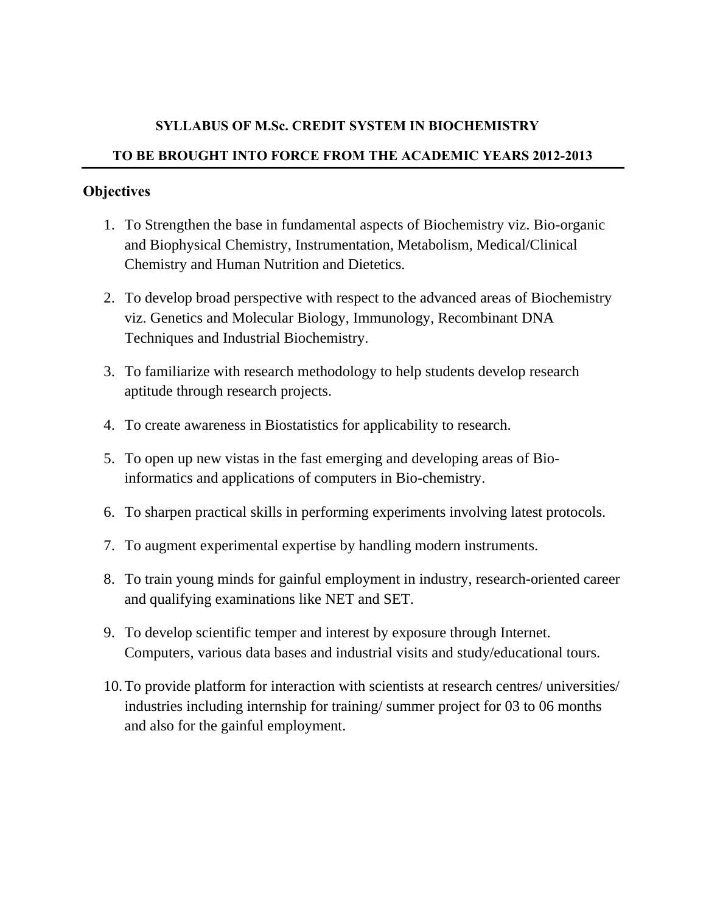**SYLLABUS OF M.Sc. CREDIT SYSTEM IN BIOCHEMISTRY**

**TO BE BROUGHT INTO FORCE FROM THE ACADEMIC YEARS 2012-2013**

---

## Objectives

1. To Strengthen the base in fundamental aspects of Biochemistry viz. Bio-organic and Biophysical Chemistry, Instrumentation, Metabolism, Medical/Clinical Chemistry and Human Nutrition and Dietetics.
2. To develop broad perspective with respect to the advanced areas of Biochemistry viz. Genetics and Molecular Biology, Immunology, Recombinant DNA Techniques and Industrial Biochemistry.
3. To familiarize with research methodology to help students develop research aptitude through research projects.
4. To create awareness in Biostatistics for applicability to research.
5. To open up new vistas in the fast emerging and developing areas of Bio-informatics and applications of computers in Bio-chemistry.
6. To sharpen practical skills in performing experiments involving latest protocols.
7. To augment experimental expertise by handling modern instruments.
8. To train young minds for gainful employment in industry, research-oriented career and qualifying examinations like NET and SET.
9. To develop scientific temper and interest by exposure through Internet. Computers, various data bases and industrial visits and study/educational tours.
10. To provide platform for interaction with scientists at research centres/ universities/ industries including internship for training/ summer project for 03 to 06 months and also for the gainful employment.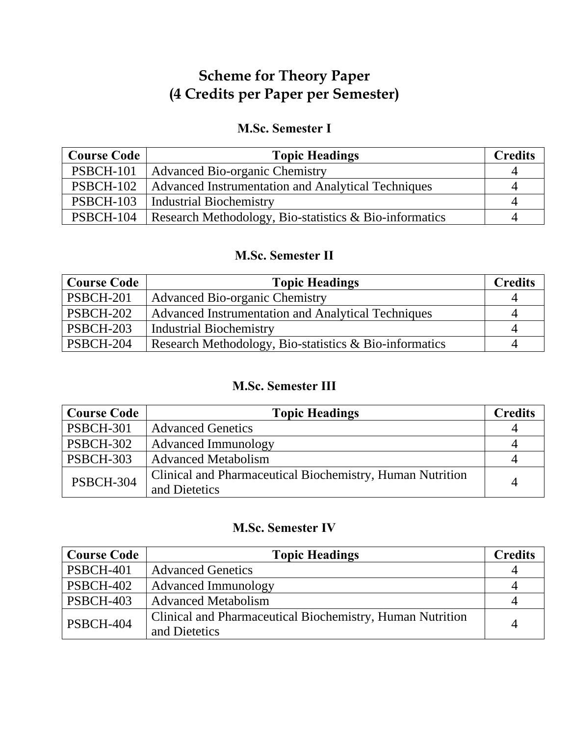# Scheme for Theory Paper
# (4 Credits per Paper per Semester)

## M.Sc. Semester I

| Course Code | Topic Headings | Credits |
|---|---|---|
| PSBCH-101 | Advanced Bio-organic Chemistry | 4 |
| PSBCH-102 | Advanced Instrumentation and Analytical Techniques | 4 |
| PSBCH-103 | Industrial Biochemistry | 4 |
| PSBCH-104 | Research Methodology, Bio-statistics & Bio-informatics | 4 |

## M.Sc. Semester II

| Course Code | Topic Headings | Credits |
|---|---|---|
| PSBCH-201 | Advanced Bio-organic Chemistry | 4 |
| PSBCH-202 | Advanced Instrumentation and Analytical Techniques | 4 |
| PSBCH-203 | Industrial Biochemistry | 4 |
| PSBCH-204 | Research Methodology, Bio-statistics & Bio-informatics | 4 |

## M.Sc. Semester III

| Course Code | Topic Headings | Credits |
|---|---|---|
| PSBCH-301 | Advanced Genetics | 4 |
| PSBCH-302 | Advanced Immunology | 4 |
| PSBCH-303 | Advanced Metabolism | 4 |
| PSBCH-304 | Clinical and Pharmaceutical Biochemistry, Human Nutrition and Dietetics | 4 |

## M.Sc. Semester IV

| Course Code | Topic Headings | Credits |
|---|---|---|
| PSBCH-401 | Advanced Genetics | 4 |
| PSBCH-402 | Advanced Immunology | 4 |
| PSBCH-403 | Advanced Metabolism | 4 |
| PSBCH-404 | Clinical and Pharmaceutical Biochemistry, Human Nutrition and Dietetics | 4 |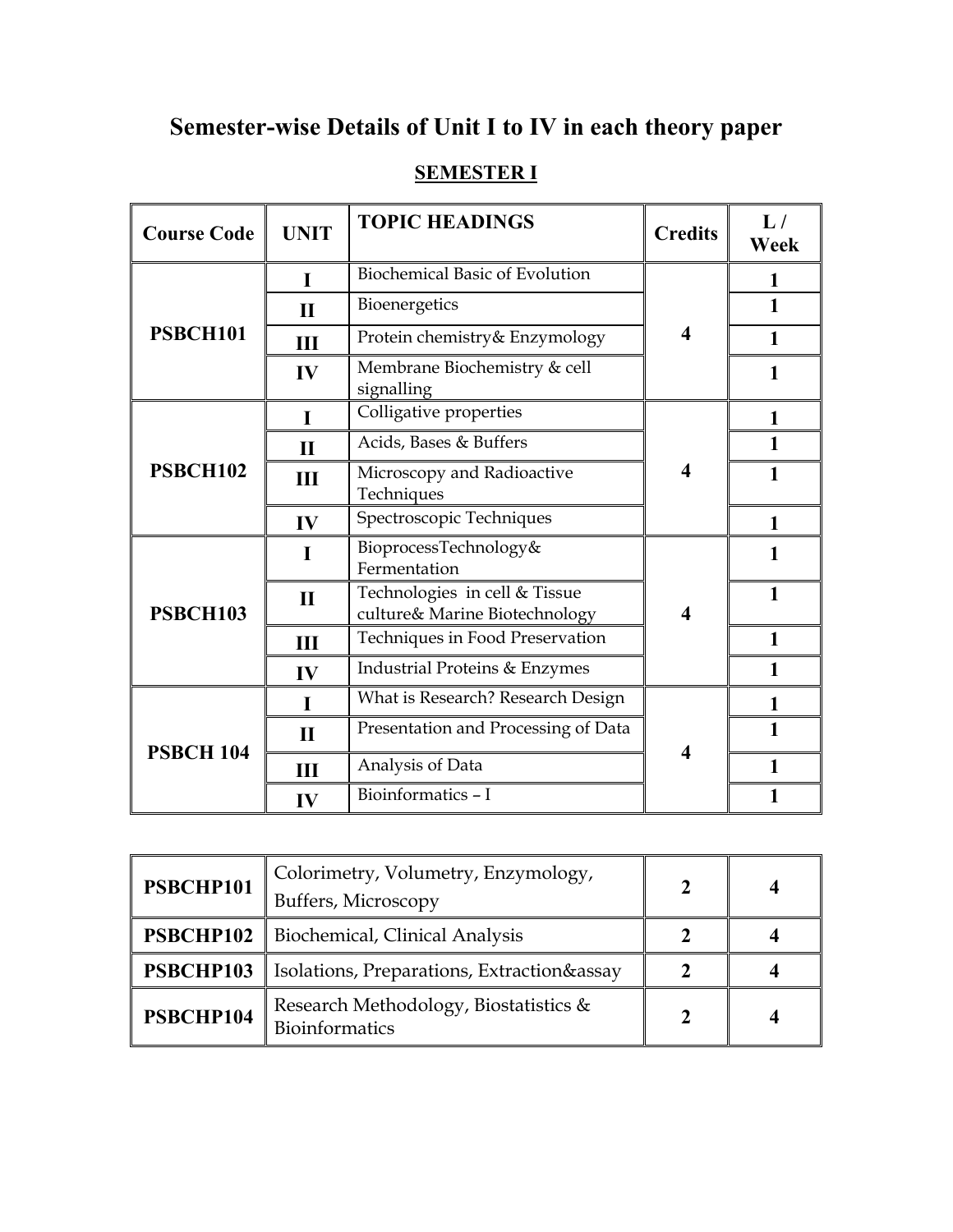# Semester-wise Details of Unit I to IV in each theory paper

## SEMESTER I

| Course Code | UNIT | TOPIC HEADINGS | Credits | L / Week |
|---|---|---|---|---|
| PSBCH101 | I | Biochemical Basic of Evolution | 4 | 1 |
| | II | Bioenergetics | | 1 |
| | III | Protein chemistry& Enzymology | | 1 |
| | IV | Membrane Biochemistry & cell signalling | | 1 |
| PSBCH102 | I | Colligative properties | 4 | 1 |
| | II | Acids, Bases & Buffers | | 1 |
| | III | Microscopy and Radioactive Techniques | | 1 |
| | IV | Spectroscopic Techniques | | 1 |
| PSBCH103 | I | BioprocessTechnology& Fermentation | 4 | 1 |
| | II | Technologies in cell & Tissue culture& Marine Biotechnology | | 1 |
| | III | Techniques in Food Preservation | | 1 |
| | IV | Industrial Proteins & Enzymes | | 1 |
| PSBCH 104 | I | What is Research? Research Design | 4 | 1 |
| | II | Presentation and Processing of Data | | 1 |
| | III | Analysis of Data | | 1 |
| | IV | Bioinformatics – I | | 1 |

| | | | |
|---|---|---|---|
| PSBCHP101 | Colorimetry, Volumetry, Enzymology, Buffers, Microscopy | 2 | 4 |
| PSBCHP102 | Biochemical, Clinical Analysis | 2 | 4 |
| PSBCHP103 | Isolations, Preparations, Extraction&assay | 2 | 4 |
| PSBCHP104 | Research Methodology, Biostatistics & Bioinformatics | 2 | 4 |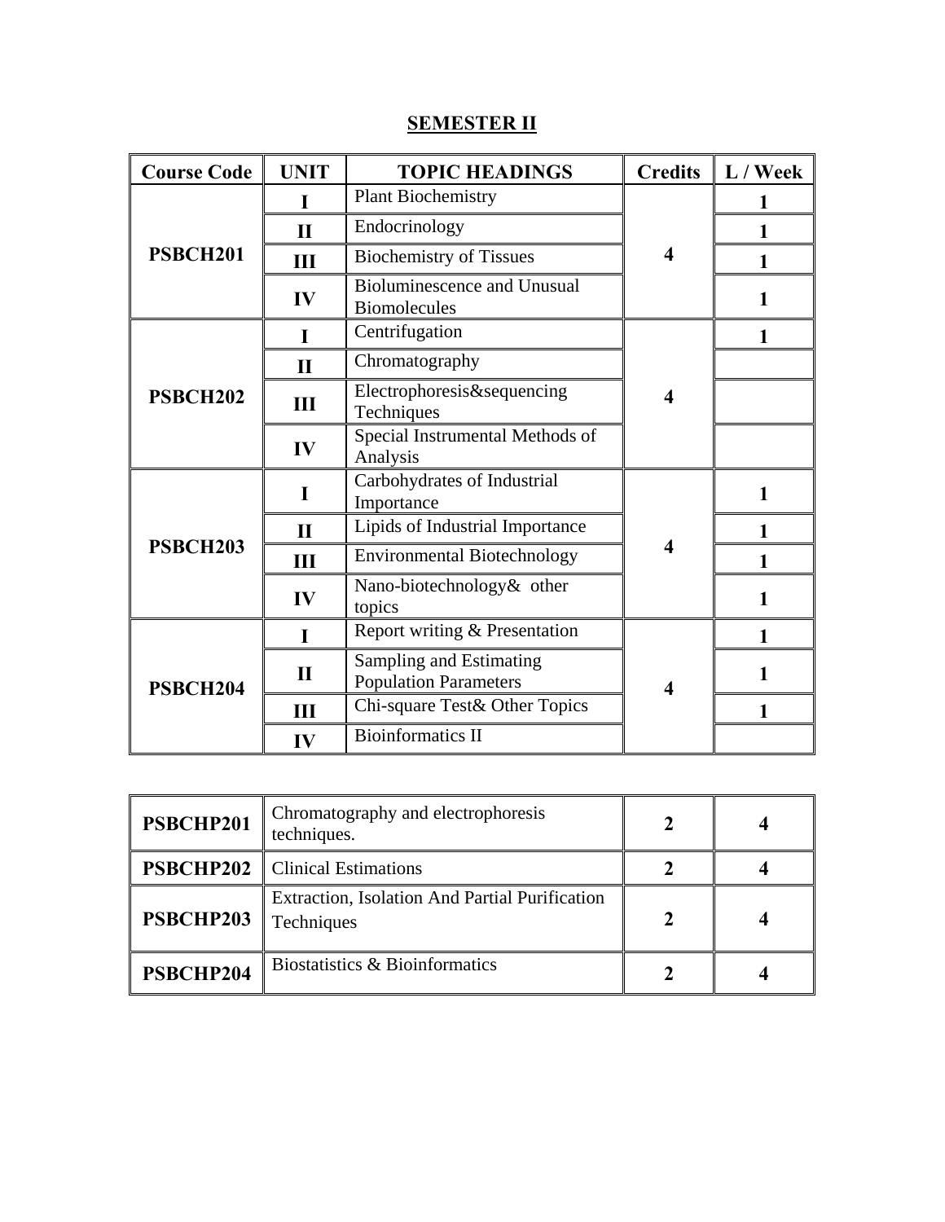## SEMESTER II

| Course Code | UNIT | TOPIC HEADINGS | Credits | L / Week |
|---|---|---|---|---|
| PSBCH201 | I | Plant Biochemistry | 4 | 1 |
| | II | Endocrinology | | 1 |
| | III | Biochemistry of Tissues | | 1 |
| | IV | Bioluminescence and Unusual Biomolecules | | 1 |
| PSBCH202 | I | Centrifugation | 4 | 1 |
| | II | Chromatography | | |
| | III | Electrophoresis&sequencing Techniques | | |
| | IV | Special Instrumental Methods of Analysis | | |
| PSBCH203 | I | Carbohydrates of Industrial Importance | 4 | 1 |
| | II | Lipids of Industrial Importance | | 1 |
| | III | Environmental Biotechnology | | 1 |
| | IV | Nano-biotechnology& other topics | | 1 |
| PSBCH204 | I | Report writing & Presentation | 4 | 1 |
| | II | Sampling and Estimating Population Parameters | | 1 |
| | III | Chi-square Test& Other Topics | | 1 |
| | IV | Bioinformatics II | | |

| | | | |
|---|---|---|---|
| PSBCHP201 | Chromatography and electrophoresis techniques. | 2 | 4 |
| PSBCHP202 | Clinical Estimations | 2 | 4 |
| PSBCHP203 | Extraction, Isolation And Partial Purification Techniques | 2 | 4 |
| PSBCHP204 | Biostatistics & Bioinformatics | 2 | 4 |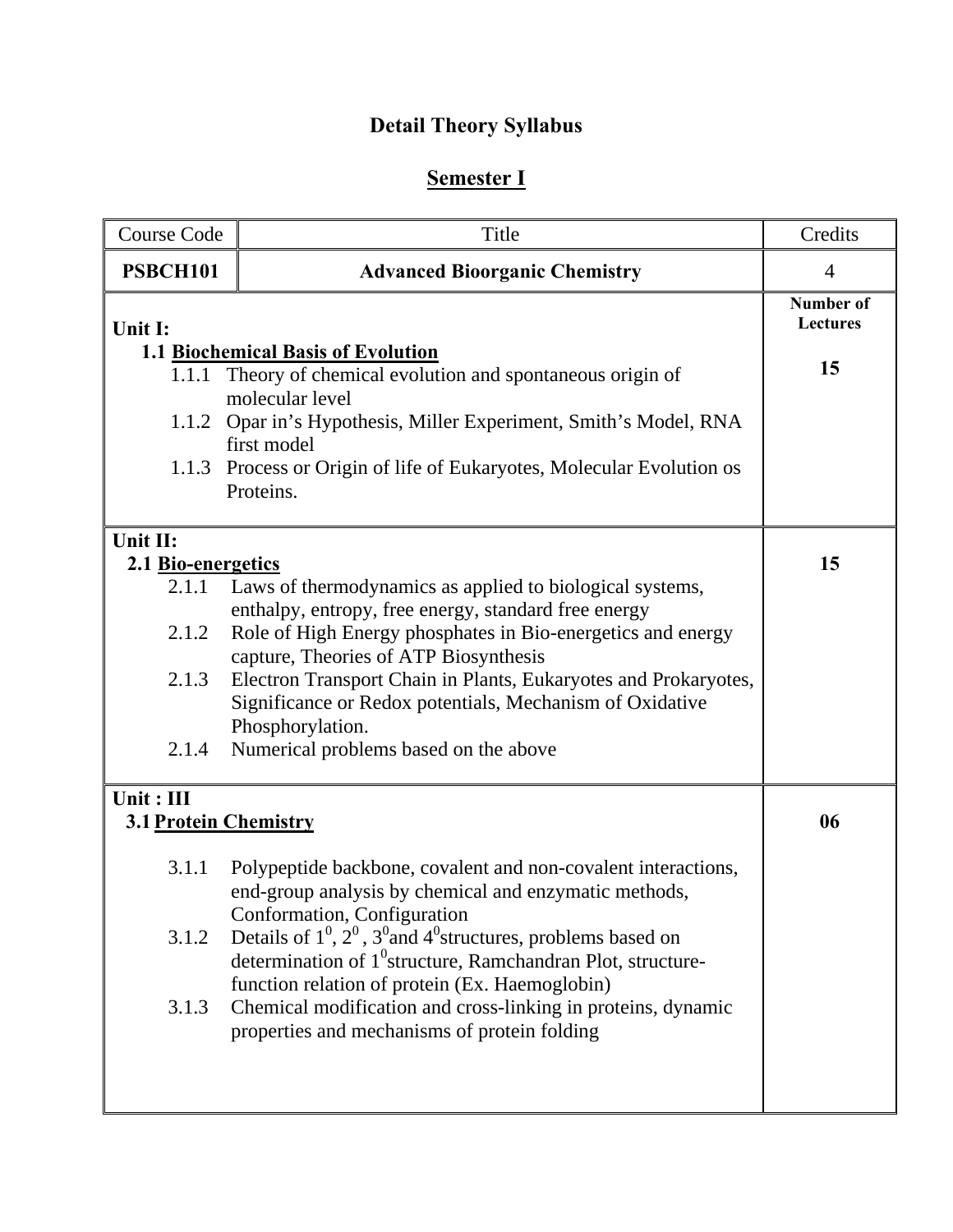# Detail Theory Syllabus

## Semester I

| Course Code | Title | Credits |
|---|---|---|
| **PSBCH101** | **Advanced Bioorganic Chemistry** | 4 |

| Content | Number of Lectures |
|---|---|
| **Unit I:**<br>**1.1 Biochemical Basis of Evolution**<br>1.1.1 Theory of chemical evolution and spontaneous origin of molecular level<br>1.1.2 Opar in's Hypothesis, Miller Experiment, Smith's Model, RNA first model<br>1.1.3 Process or Origin of life of Eukaryotes, Molecular Evolution os Proteins. | **15** |
| **Unit II:**<br>**2.1 Bio-energetics**<br>2.1.1 Laws of thermodynamics as applied to biological systems, enthalpy, entropy, free energy, standard free energy<br>2.1.2 Role of High Energy phosphates in Bio-energetics and energy capture, Theories of ATP Biosynthesis<br>2.1.3 Electron Transport Chain in Plants, Eukaryotes and Prokaryotes, Significance or Redox potentials, Mechanism of Oxidative Phosphorylation.<br>2.1.4 Numerical problems based on the above | **15** |
| **Unit : III**<br>**3.1 Protein Chemistry**<br>3.1.1 Polypeptide backbone, covalent and non-covalent interactions, end-group analysis by chemical and enzymatic methods, Conformation, Configuration<br>3.1.2 Details of $1^0$, $2^0$ , $3^0$ and $4^0$ structures, problems based on determination of $1^0$ structure, Ramchandran Plot, structure-function relation of protein (Ex. Haemoglobin)<br>3.1.3 Chemical modification and cross-linking in proteins, dynamic properties and mechanisms of protein folding | **06** |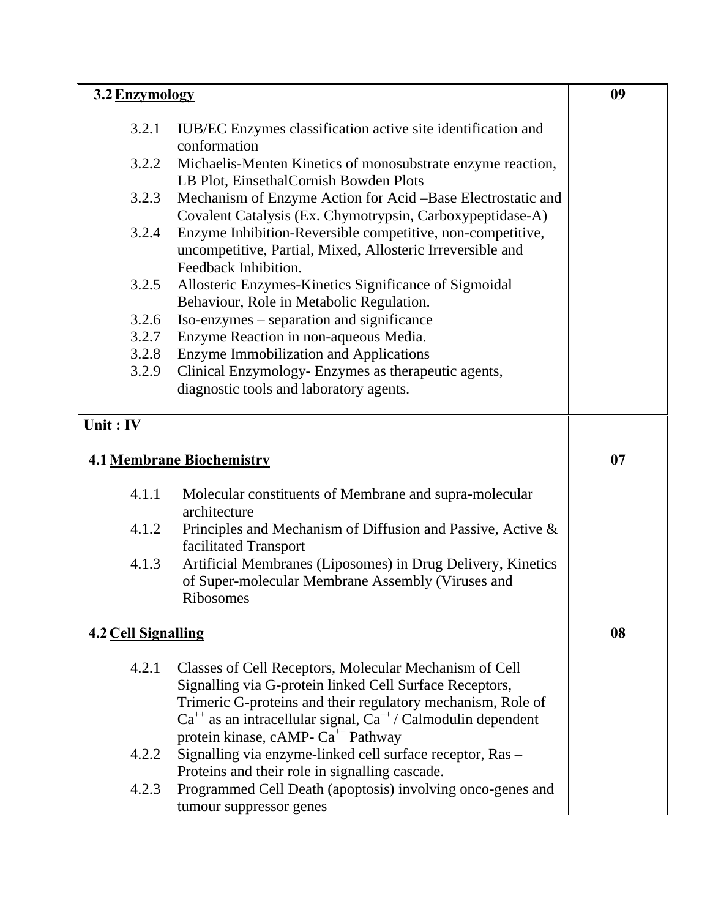| | |
|---|---|
| **3.2 <u>Enzymology</u>**<br><br>3.2.1 IUB/EC Enzymes classification active site identification and conformation<br>3.2.2 Michaelis-Menten Kinetics of monosubstrate enzyme reaction, LB Plot, EinsethalCornish Bowden Plots<br>3.2.3 Mechanism of Enzyme Action for Acid –Base Electrostatic and Covalent Catalysis (Ex. Chymotrypsin, Carboxypeptidase-A)<br>3.2.4 Enzyme Inhibition-Reversible competitive, non-competitive, uncompetitive, Partial, Mixed, Allosteric Irreversible and Feedback Inhibition.<br>3.2.5 Allosteric Enzymes-Kinetics Significance of Sigmoidal Behaviour, Role in Metabolic Regulation.<br>3.2.6 Iso-enzymes – separation and significance<br>3.2.7 Enzyme Reaction in non-aqueous Media.<br>3.2.8 Enzyme Immobilization and Applications<br>3.2.9 Clinical Enzymology- Enzymes as therapeutic agents, diagnostic tools and laboratory agents. | **09** |
| **Unit : IV**<br><br>**4.1 <u>Membrane Biochemistry</u>**<br><br>4.1.1 Molecular constituents of Membrane and supra-molecular architecture<br>4.1.2 Principles and Mechanism of Diffusion and Passive, Active & facilitated Transport<br>4.1.3 Artificial Membranes (Liposomes) in Drug Delivery, Kinetics of Super-molecular Membrane Assembly (Viruses and Ribosomes<br><br>**4.2 <u>Cell Signalling</u>**<br><br>4.2.1 Classes of Cell Receptors, Molecular Mechanism of Cell Signalling via G-protein linked Cell Surface Receptors, Trimeric G-proteins and their regulatory mechanism, Role of $Ca^{++}$ as an intracellular signal, $Ca^{++}$ / Calmodulin dependent protein kinase, cAMP- $Ca^{++}$ Pathway<br>4.2.2 Signalling via enzyme-linked cell surface receptor, Ras – Proteins and their role in signalling cascade.<br>4.2.3 Programmed Cell Death (apoptosis) involving onco-genes and tumour suppressor genes | <br><br>**07**<br><br><br><br><br><br><br><br><br>**08** |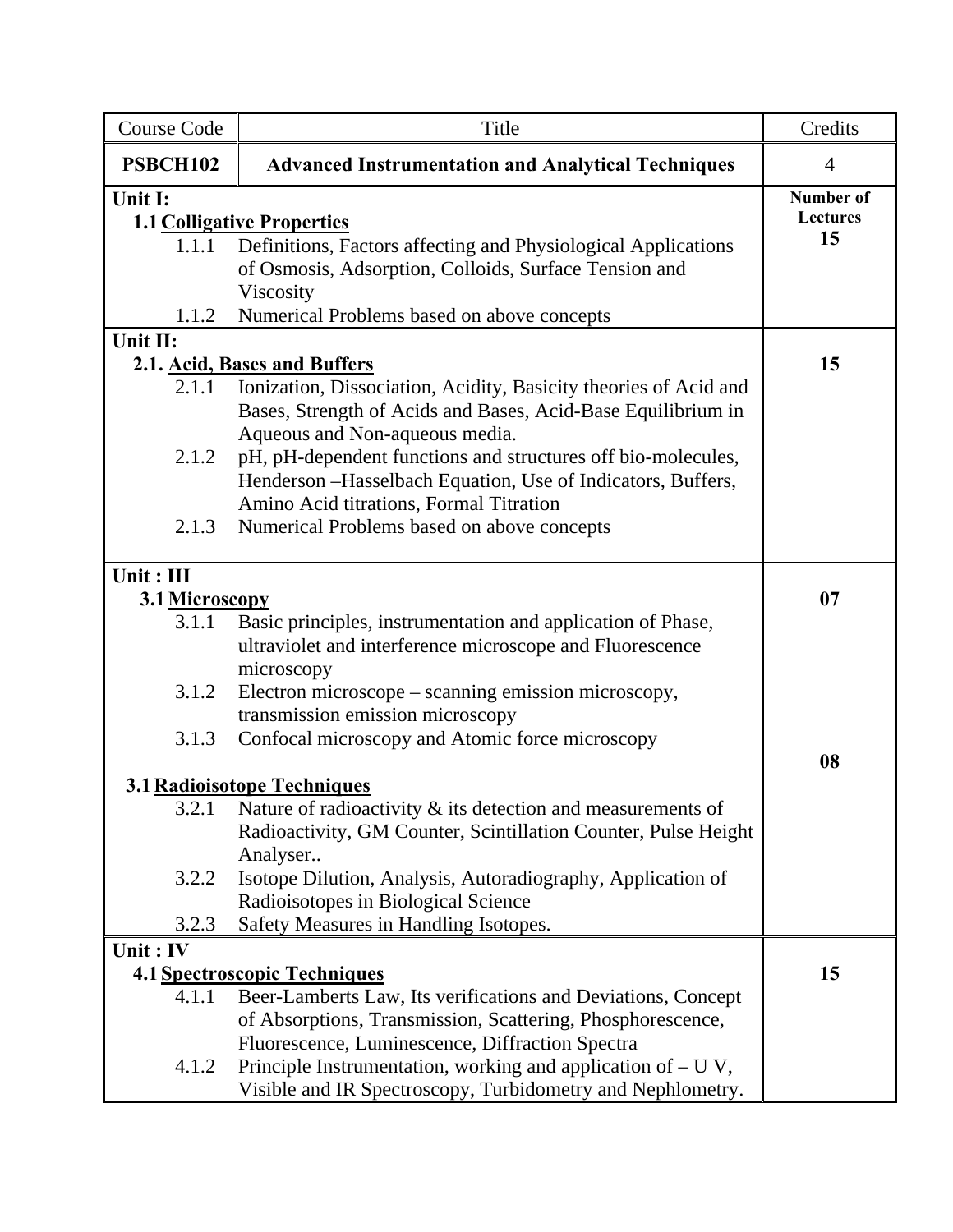| Course Code | Title | Credits |
| --- | --- | --- |
| **PSBCH102** | **Advanced Instrumentation and Analytical Techniques** | 4 |
| **Unit I:**<br>**1.1 <u>Colligative Properties</u>**<br>1.1.1 Definitions, Factors affecting and Physiological Applications of Osmosis, Adsorption, Colloids, Surface Tension and Viscosity<br>1.1.2 Numerical Problems based on above concepts | | **Number of Lectures**<br>**15** |
| **Unit II:**<br>**2.1. <u>Acid, Bases and Buffers</u>**<br>2.1.1 Ionization, Dissociation, Acidity, Basicity theories of Acid and Bases, Strength of Acids and Bases, Acid-Base Equilibrium in Aqueous and Non-aqueous media.<br>2.1.2 pH, pH-dependent functions and structures off bio-molecules, Henderson –Hasselbach Equation, Use of Indicators, Buffers, Amino Acid titrations, Formal Titration<br>2.1.3 Numerical Problems based on above concepts | | **15** |
| **Unit : III**<br>**3.1 <u>Microscopy</u>**<br>3.1.1 Basic principles, instrumentation and application of Phase, ultraviolet and interference microscope and Fluorescence microscopy<br>3.1.2 Electron microscope – scanning emission microscopy, transmission emission microscopy<br>3.1.3 Confocal microscopy and Atomic force microscopy<br><br>**3.1 <u>Radioisotope Techniques</u>**<br>3.2.1 Nature of radioactivity & its detection and measurements of Radioactivity, GM Counter, Scintillation Counter, Pulse Height Analyser..<br>3.2.2 Isotope Dilution, Analysis, Autoradiography, Application of Radioisotopes in Biological Science<br>3.2.3 Safety Measures in Handling Isotopes. | | **07**<br><br><br><br><br><br>**08** |
| **Unit : IV**<br>**4.1 <u>Spectroscopic Techniques</u>**<br>4.1.1 Beer-Lamberts Law, Its verifications and Deviations, Concept of Absorptions, Transmission, Scattering, Phosphorescence, Fluorescence, Luminescence, Diffraction Spectra<br>4.1.2 Principle Instrumentation, working and application of – U V, Visible and IR Spectroscopy, Turbidometry and Nephlometry. | | **15** |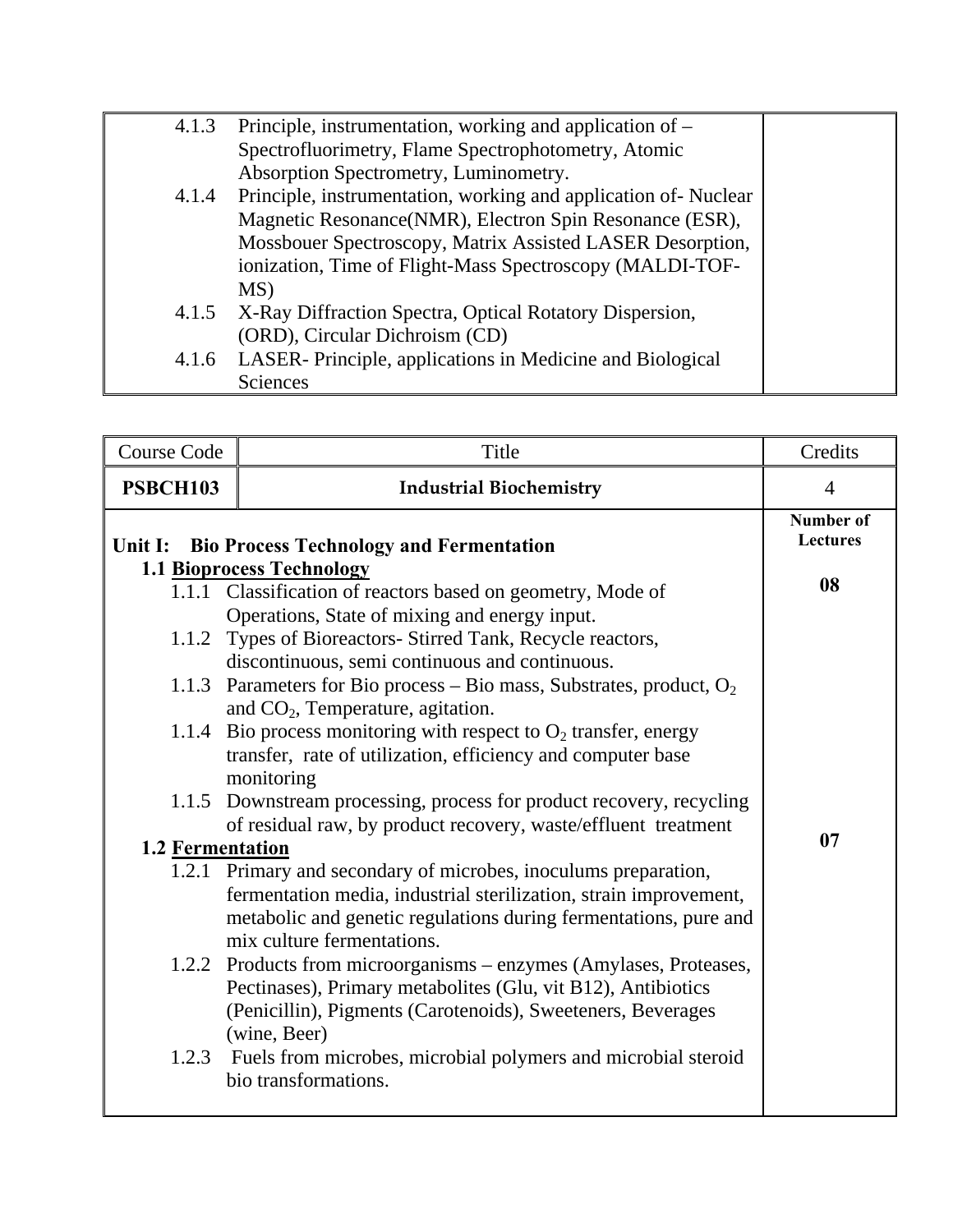| | |
|---|---|
| 4.1.3 Principle, instrumentation, working and application of – Spectrofluorimetry, Flame Spectrophotometry, Atomic Absorption Spectrometry, Luminometry.<br>4.1.4 Principle, instrumentation, working and application of- Nuclear Magnetic Resonance(NMR), Electron Spin Resonance (ESR), Mossbouer Spectroscopy, Matrix Assisted LASER Desorption, ionization, Time of Flight-Mass Spectroscopy (MALDI-TOF-MS)<br>4.1.5 X-Ray Diffraction Spectra, Optical Rotatory Dispersion, (ORD), Circular Dichroism (CD)<br>4.1.6 LASER- Principle, applications in Medicine and Biological Sciences | |

| Course Code | Title | Credits |
|---|---|---|
| **PSBCH103** | **Industrial Biochemistry** | 4 |
| **Unit I: Bio Process Technology and Fermentation**<br>**1.1 <u>Bioprocess Technology</u>**<br>1.1.1 Classification of reactors based on geometry, Mode of Operations, State of mixing and energy input.<br>1.1.2 Types of Bioreactors- Stirred Tank, Recycle reactors, discontinuous, semi continuous and continuous.<br>1.1.3 Parameters for Bio process – Bio mass, Substrates, product, $O_2$ and $CO_2$, Temperature, agitation.<br>1.1.4 Bio process monitoring with respect to $O_2$ transfer, energy transfer, rate of utilization, efficiency and computer base monitoring<br>1.1.5 Downstream processing, process for product recovery, recycling of residual raw, by product recovery, waste/effluent treatment<br>**1.2 <u>Fermentation</u>**<br>1.2.1 Primary and secondary of microbes, inoculums preparation, fermentation media, industrial sterilization, strain improvement, metabolic and genetic regulations during fermentations, pure and mix culture fermentations.<br>1.2.2 Products from microorganisms – enzymes (Amylases, Proteases, Pectinases), Primary metabolites (Glu, vit B12), Antibiotics (Penicillin), Pigments (Carotenoids), Sweeteners, Beverages (wine, Beer)<br>1.2.3 Fuels from microbes, microbial polymers and microbial steroid bio transformations. | | **Number of Lectures**<br><br>**08**<br><br>**07** |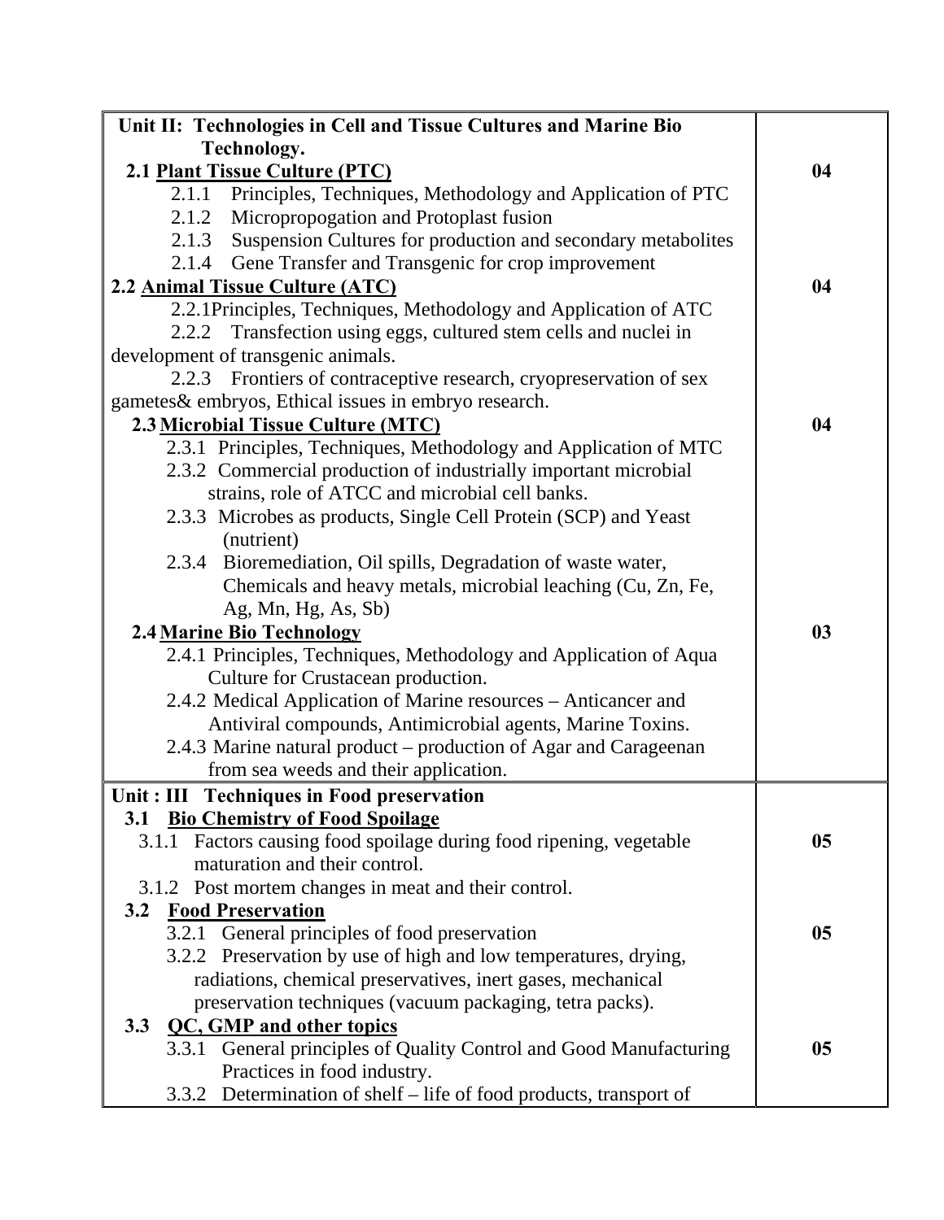| Unit II: Technologies in Cell and Tissue Cultures and Marine Bio Technology. | |
|---|---|
| **2.1 Plant Tissue Culture (PTC)**<br>2.1.1 Principles, Techniques, Methodology and Application of PTC<br>2.1.2 Micropropogation and Protoplast fusion<br>2.1.3 Suspension Cultures for production and secondary metabolites<br>2.1.4 Gene Transfer and Transgenic for crop improvement | **04** |
| **2.2 Animal Tissue Culture (ATC)**<br>2.2.1Principles, Techniques, Methodology and Application of ATC<br>2.2.2 Transfection using eggs, cultured stem cells and nuclei in development of transgenic animals.<br>2.2.3 Frontiers of contraceptive research, cryopreservation of sex gametes& embryos, Ethical issues in embryo research. | **04** |
| **2.3 Microbial Tissue Culture (MTC)**<br>2.3.1 Principles, Techniques, Methodology and Application of MTC<br>2.3.2 Commercial production of industrially important microbial strains, role of ATCC and microbial cell banks.<br>2.3.3 Microbes as products, Single Cell Protein (SCP) and Yeast (nutrient)<br>2.3.4 Bioremediation, Oil spills, Degradation of waste water, Chemicals and heavy metals, microbial leaching (Cu, Zn, Fe, Ag, Mn, Hg, As, Sb) | **04** |
| **2.4 Marine Bio Technology**<br>2.4.1 Principles, Techniques, Methodology and Application of Aqua Culture for Crustacean production.<br>2.4.2 Medical Application of Marine resources – Anticancer and Antiviral compounds, Antimicrobial agents, Marine Toxins.<br>2.4.3 Marine natural product – production of Agar and Carageenan from sea weeds and their application. | **03** |
| **Unit : III Techniques in Food preservation** | |
| **3.1 Bio Chemistry of Food Spoilage**<br>3.1.1 Factors causing food spoilage during food ripening, vegetable maturation and their control.<br>3.1.2 Post mortem changes in meat and their control. | **05** |
| **3.2 Food Preservation**<br>3.2.1 General principles of food preservation<br>3.2.2 Preservation by use of high and low temperatures, drying, radiations, chemical preservatives, inert gases, mechanical preservation techniques (vacuum packaging, tetra packs). | **05** |
| **3.3 QC, GMP and other topics**<br>3.3.1 General principles of Quality Control and Good Manufacturing Practices in food industry.<br>3.3.2 Determination of shelf – life of food products, transport of | **05** |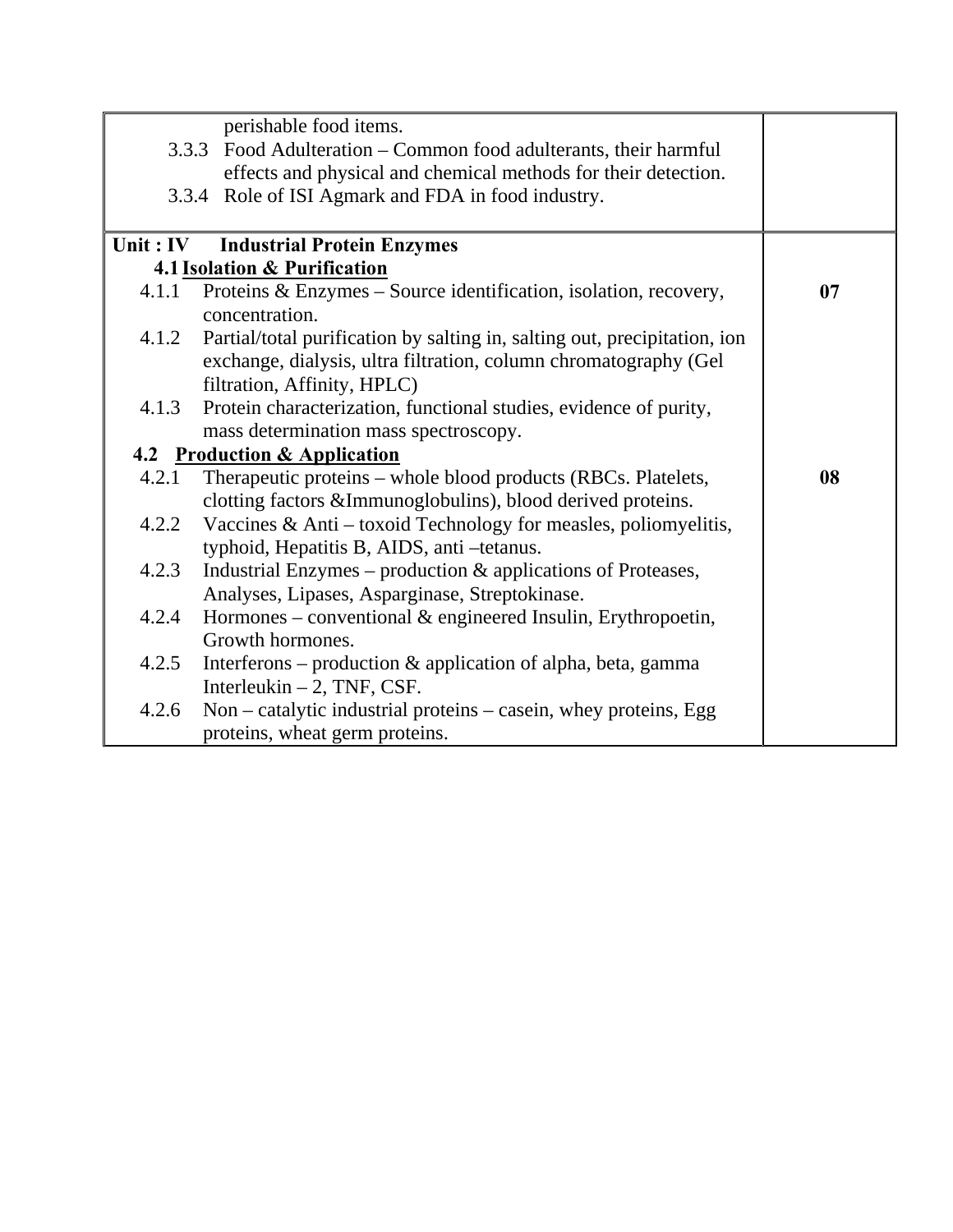| | |
|---|---|
| perishable food items.<br>3.3.3 Food Adulteration – Common food adulterants, their harmful effects and physical and chemical methods for their detection.<br>3.3.4 Role of ISI Agmark and FDA in food industry. | |
| **Unit : IV Industrial Protein Enzymes**<br>**4.1 <u>Isolation & Purification</u>**<br>4.1.1 Proteins & Enzymes – Source identification, isolation, recovery, concentration.<br>4.1.2 Partial/total purification by salting in, salting out, precipitation, ion exchange, dialysis, ultra filtration, column chromatography (Gel filtration, Affinity, HPLC)<br>4.1.3 Protein characterization, functional studies, evidence of purity, mass determination mass spectroscopy. | **07** |
| **4.2 <u>Production & Application</u>**<br>4.2.1 Therapeutic proteins – whole blood products (RBCs. Platelets, clotting factors &Immunoglobulins), blood derived proteins.<br>4.2.2 Vaccines & Anti – toxoid Technology for measles, poliomyelitis, typhoid, Hepatitis B, AIDS, anti –tetanus.<br>4.2.3 Industrial Enzymes – production & applications of Proteases, Analyses, Lipases, Asparginase, Streptokinase.<br>4.2.4 Hormones – conventional & engineered Insulin, Erythropoetin, Growth hormones.<br>4.2.5 Interferons – production & application of alpha, beta, gamma Interleukin – 2, TNF, CSF.<br>4.2.6 Non – catalytic industrial proteins – casein, whey proteins, Egg proteins, wheat germ proteins. | **08** |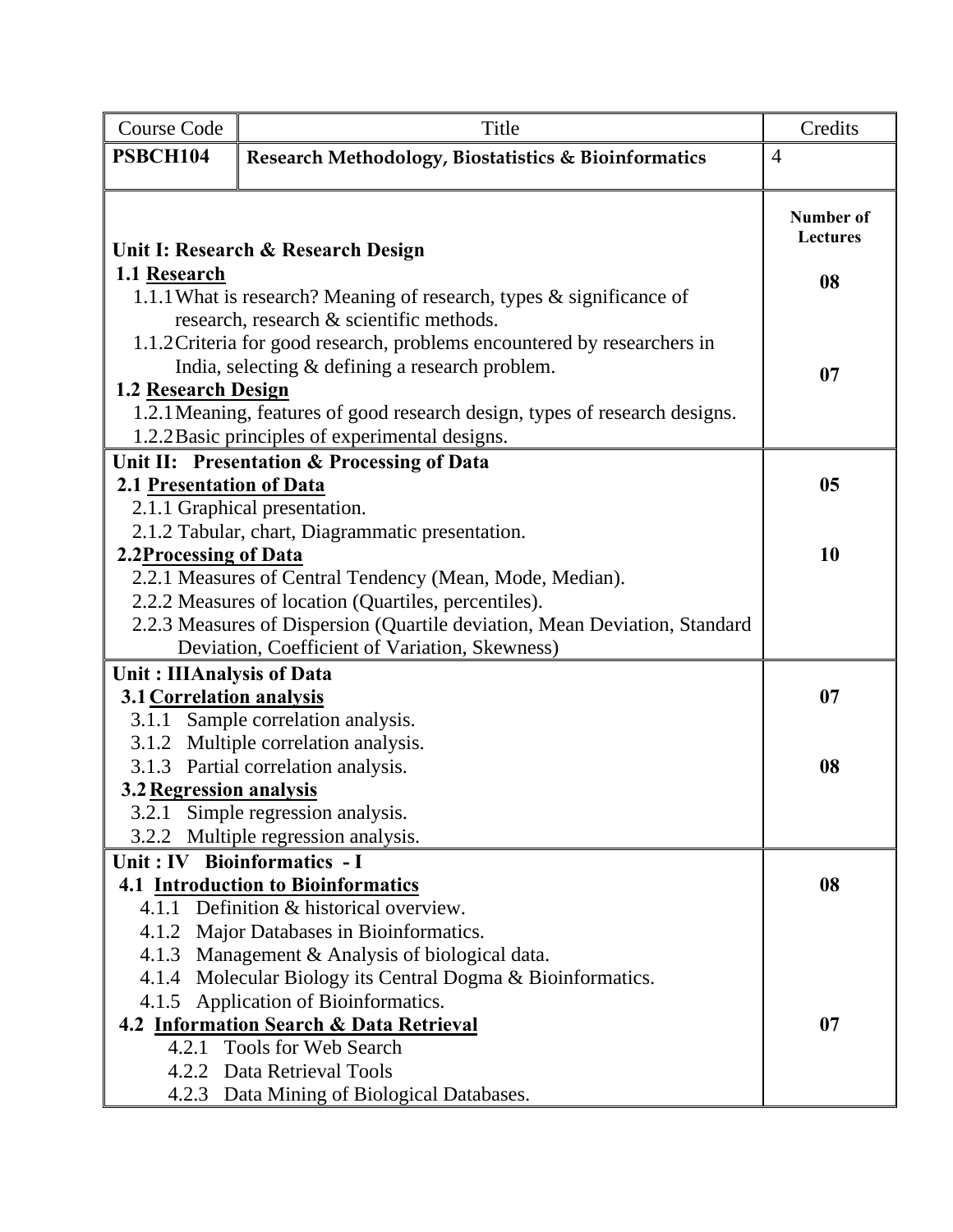| Course Code | Title | Credits |
|---|---|---|
| **PSBCH104** | **Research Methodology, Biostatistics & Bioinformatics** | 4 |

| | **Number of Lectures** |
|---|---|
| **Unit I: Research & Research Design** | |
| **1.1 <u>Research</u>** | **08** |
| 1.1.1 What is research? Meaning of research, types & significance of research, research & scientific methods. | |
| 1.1.2 Criteria for good research, problems encountered by researchers in India, selecting & defining a research problem. | |
| **1.2 <u>Research Design</u>** | **07** |
| 1.2.1 Meaning, features of good research design, types of research designs. | |
| 1.2.2 Basic principles of experimental designs. | |
| **Unit II: Presentation & Processing of Data** | |
| **2.1 <u>Presentation of Data</u>** | **05** |
| 2.1.1 Graphical presentation. | |
| 2.1.2 Tabular, chart, Diagrammatic presentation. | |
| **2.2 <u>Processing of Data</u>** | **10** |
| 2.2.1 Measures of Central Tendency (Mean, Mode, Median). | |
| 2.2.2 Measures of location (Quartiles, percentiles). | |
| 2.2.3 Measures of Dispersion (Quartile deviation, Mean Deviation, Standard Deviation, Coefficient of Variation, Skewness) | |
| **Unit : III Analysis of Data** | |
| **3.1 <u>Correlation analysis</u>** | **07** |
| 3.1.1 Sample correlation analysis. | |
| 3.1.2 Multiple correlation analysis. | |
| 3.1.3 Partial correlation analysis. | |
| **3.2 <u>Regression analysis</u>** | **08** |
| 3.2.1 Simple regression analysis. | |
| 3.2.2 Multiple regression analysis. | |
| **Unit : IV Bioinformatics - I** | |
| **4.1 <u>Introduction to Bioinformatics</u>** | **08** |
| 4.1.1 Definition & historical overview. | |
| 4.1.2 Major Databases in Bioinformatics. | |
| 4.1.3 Management & Analysis of biological data. | |
| 4.1.4 Molecular Biology its Central Dogma & Bioinformatics. | |
| 4.1.5 Application of Bioinformatics. | |
| **4.2 <u>Information Search & Data Retrieval</u>** | **07** |
| 4.2.1 Tools for Web Search | |
| 4.2.2 Data Retrieval Tools | |
| 4.2.3 Data Mining of Biological Databases. | |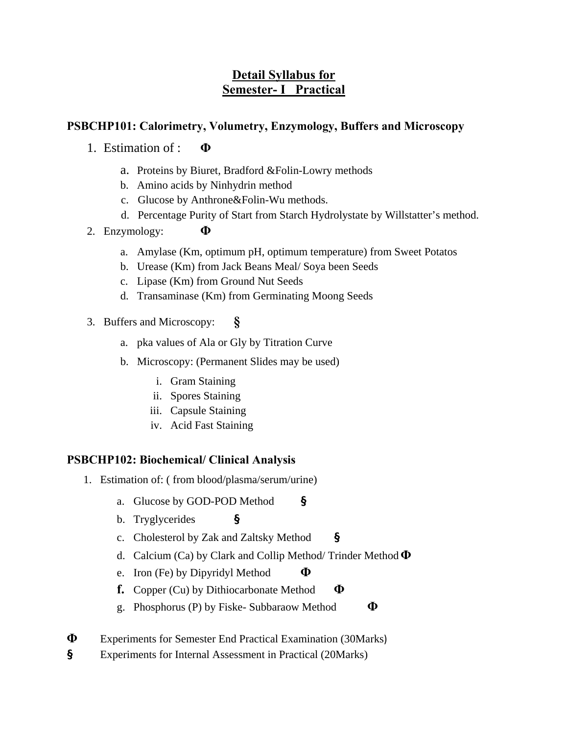# Detail Syllabus for
# Semester- I Practical

## PSBCHP101: Calorimetry, Volumetry, Enzymology, Buffers and Microscopy

1. Estimation of : **Φ**
   a. Proteins by Biuret, Bradford &Folin-Lowry methods
   b. Amino acids by Ninhydrin method
   c. Glucose by Anthrone&Folin-Wu methods.
   d. Percentage Purity of Start from Starch Hydrolystate by Willstatter's method.
2. Enzymology: **Φ**
   a. Amylase (Km, optimum pH, optimum temperature) from Sweet Potatos
   b. Urease (Km) from Jack Beans Meal/ Soya been Seeds
   c. Lipase (Km) from Ground Nut Seeds
   d. Transaminase (Km) from Germinating Moong Seeds
3. Buffers and Microscopy: **§**
   a. pka values of Ala or Gly by Titration Curve
   b. Microscopy: (Permanent Slides may be used)
      i. Gram Staining
      ii. Spores Staining
      iii. Capsule Staining
      iv. Acid Fast Staining

## PSBCHP102: Biochemical/ Clinical Analysis

1. Estimation of: ( from blood/plasma/serum/urine)
   a. Glucose by GOD-POD Method **§**
   b. Tryglycerides **§**
   c. Cholesterol by Zak and Zaltsky Method **§**
   d. Calcium (Ca) by Clark and Collip Method/ Trinder Method **Φ**
   e. Iron (Fe) by Dipyridyl Method **Φ**
   f. Copper (Cu) by Dithiocarbonate Method **Φ**
   g. Phosphorus (P) by Fiske- Subbaraow Method **Φ**

**Φ** Experiments for Semester End Practical Examination (30Marks)

**§** Experiments for Internal Assessment in Practical (20Marks)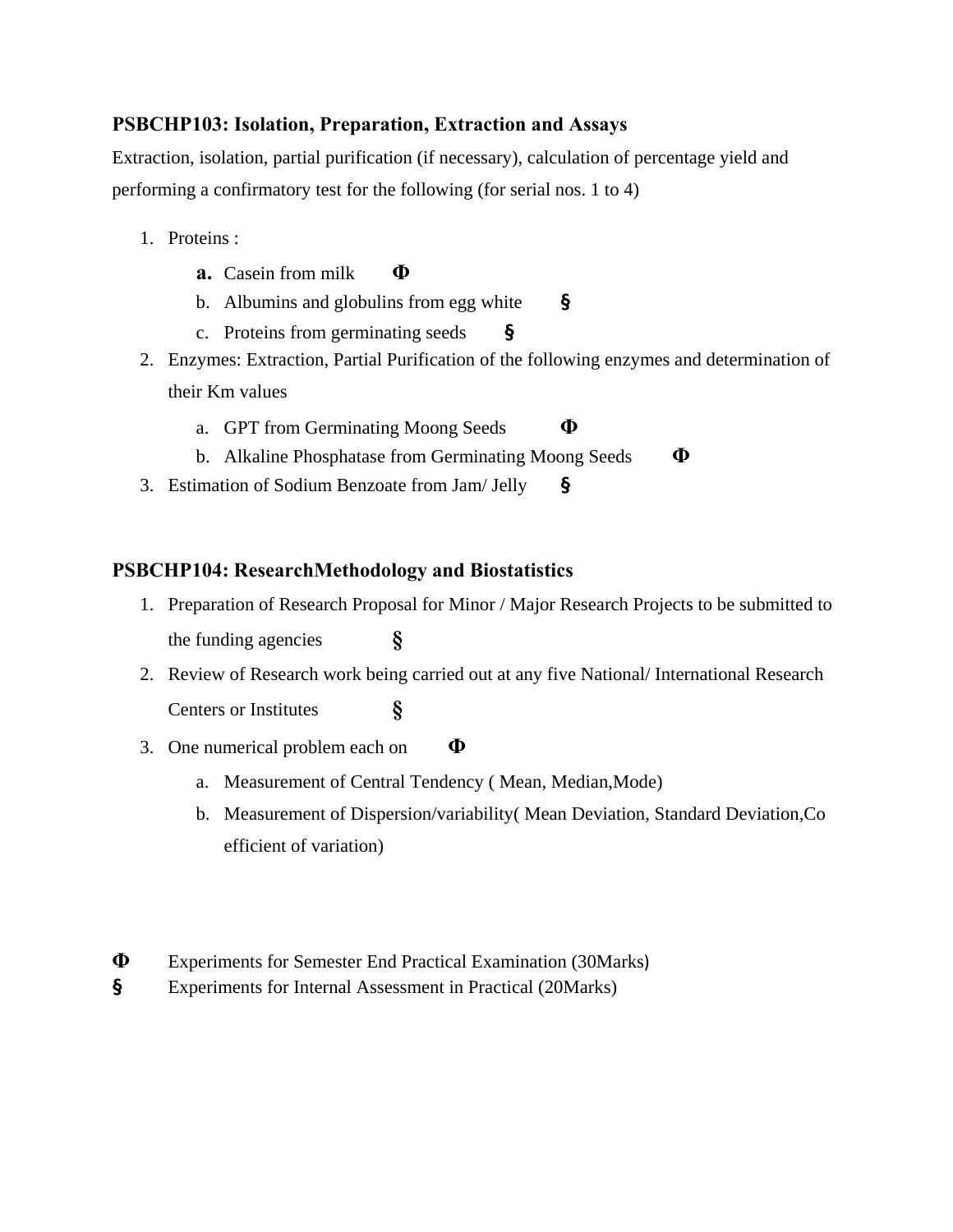**PSBCHP103: Isolation, Preparation, Extraction and Assays**

Extraction, isolation, partial purification (if necessary), calculation of percentage yield and performing a confirmatory test for the following (for serial nos. 1 to 4)

1. Proteins :
   a. Casein from milk **Φ**
   b. Albumins and globulins from egg white **§**
   c. Proteins from germinating seeds **§**
2. Enzymes: Extraction, Partial Purification of the following enzymes and determination of their Km values
   a. GPT from Germinating Moong Seeds **Φ**
   b. Alkaline Phosphatase from Germinating Moong Seeds **Φ**
3. Estimation of Sodium Benzoate from Jam/ Jelly **§**

**PSBCHP104: ResearchMethodology and Biostatistics**

1. Preparation of Research Proposal for Minor / Major Research Projects to be submitted to the funding agencies **§**
2. Review of Research work being carried out at any five National/ International Research Centers or Institutes **§**
3. One numerical problem each on **Φ**
   a. Measurement of Central Tendency ( Mean, Median,Mode)
   b. Measurement of Dispersion/variability( Mean Deviation, Standard Deviation,Co efficient of variation)

**Φ** Experiments for Semester End Practical Examination (30Marks)

**§** Experiments for Internal Assessment in Practical (20Marks)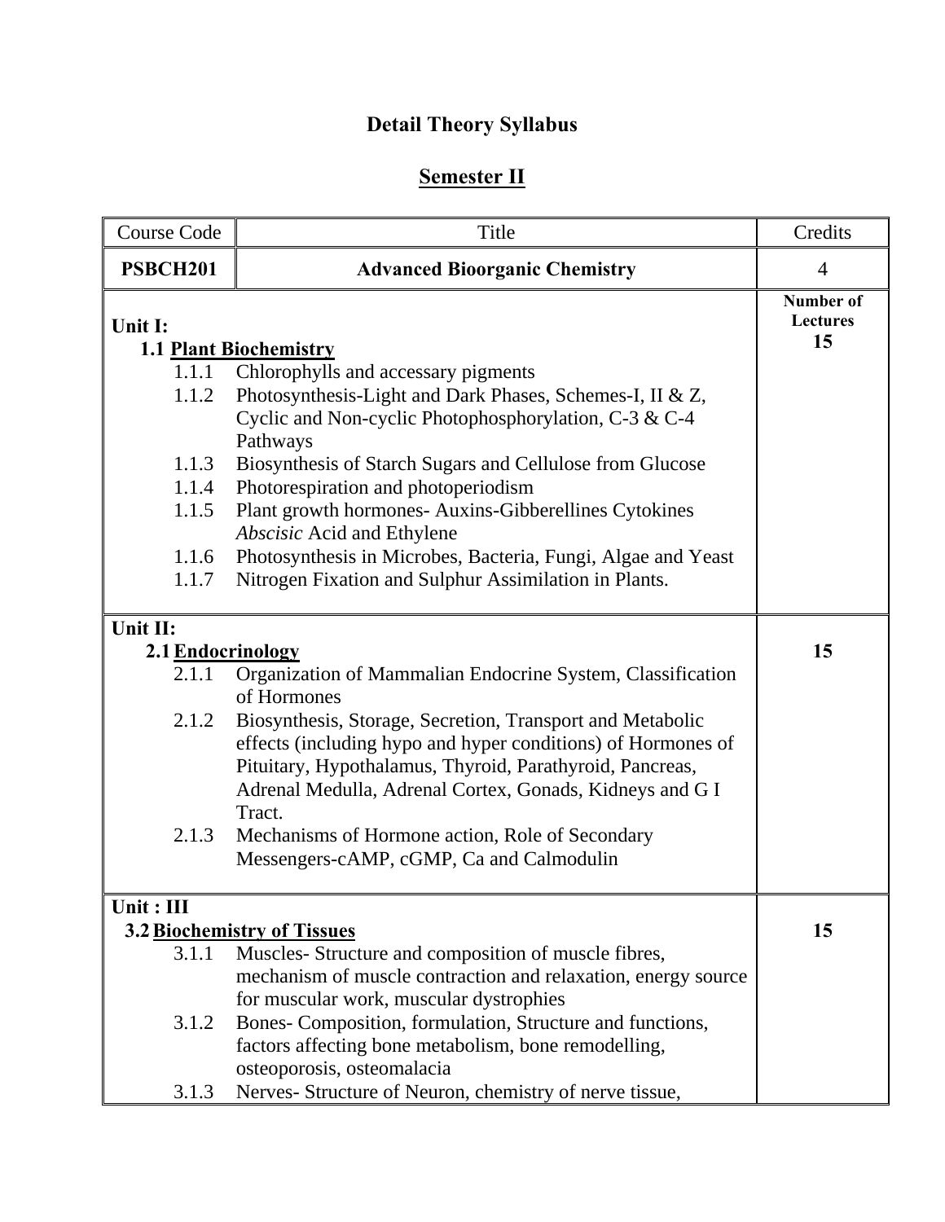# Detail Theory Syllabus

## Semester II

| Course Code | Title | Credits |
| --- | --- | --- |
| **PSBCH201** | **Advanced Bioorganic Chemistry** | 4 |
| **Unit I:**<br>**1.1 Plant Biochemistry**<br>1.1.1 Chlorophylls and accessary pigments<br>1.1.2 Photosynthesis-Light and Dark Phases, Schemes-I, II & Z, Cyclic and Non-cyclic Photophosphorylation, C-3 & C-4 Pathways<br>1.1.3 Biosynthesis of Starch Sugars and Cellulose from Glucose<br>1.1.4 Photorespiration and photoperiodism<br>1.1.5 Plant growth hormones- Auxins-Gibberellines Cytokines *Abscisic* Acid and Ethylene<br>1.1.6 Photosynthesis in Microbes, Bacteria, Fungi, Algae and Yeast<br>1.1.7 Nitrogen Fixation and Sulphur Assimilation in Plants. | | **Number of Lectures**<br>**15** |
| **Unit II:**<br>**2.1 Endocrinology**<br>2.1.1 Organization of Mammalian Endocrine System, Classification of Hormones<br>2.1.2 Biosynthesis, Storage, Secretion, Transport and Metabolic effects (including hypo and hyper conditions) of Hormones of Pituitary, Hypothalamus, Thyroid, Parathyroid, Pancreas, Adrenal Medulla, Adrenal Cortex, Gonads, Kidneys and G I Tract.<br>2.1.3 Mechanisms of Hormone action, Role of Secondary Messengers-cAMP, cGMP, Ca and Calmodulin | | **15** |
| **Unit : III**<br>**3.2 Biochemistry of Tissues**<br>3.1.1 Muscles- Structure and composition of muscle fibres, mechanism of muscle contraction and relaxation, energy source for muscular work, muscular dystrophies<br>3.1.2 Bones- Composition, formulation, Structure and functions, factors affecting bone metabolism, bone remodelling, osteoporosis, osteomalacia<br>3.1.3 Nerves- Structure of Neuron, chemistry of nerve tissue, | | **15** |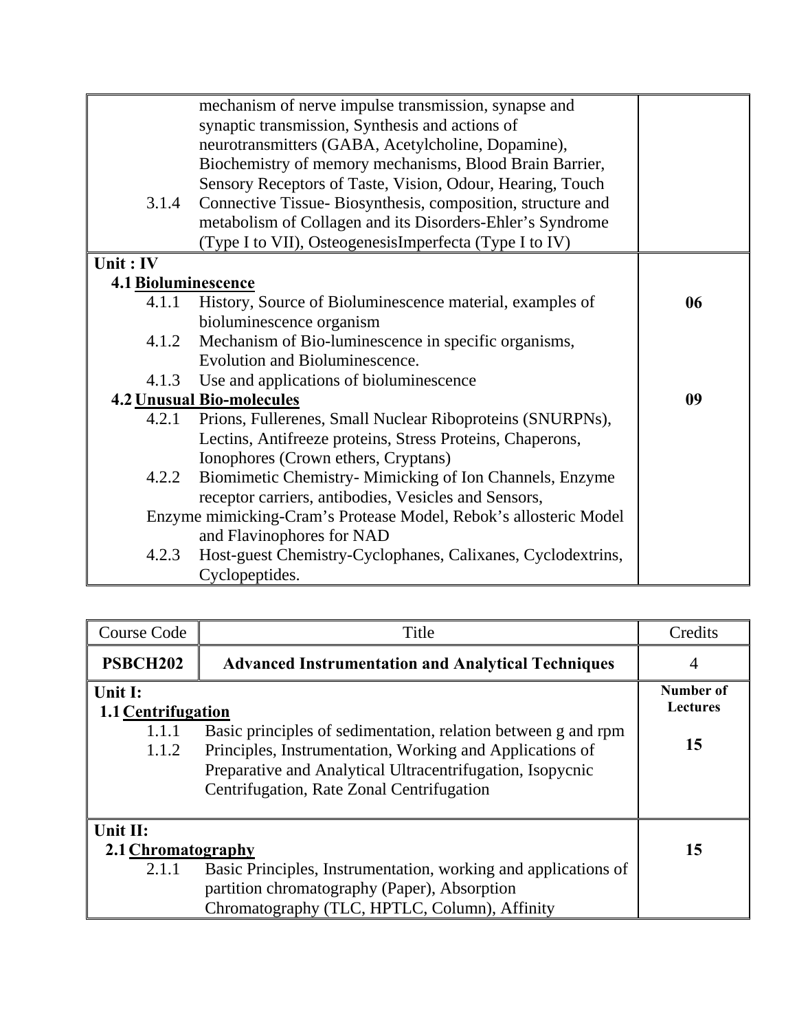| | |
|---|---|
| mechanism of nerve impulse transmission, synapse and synaptic transmission, Synthesis and actions of neurotransmitters (GABA, Acetylcholine, Dopamine), Biochemistry of memory mechanisms, Blood Brain Barrier, Sensory Receptors of Taste, Vision, Odour, Hearing, Touch<br>3.1.4 Connective Tissue- Biosynthesis, composition, structure and metabolism of Collagen and its Disorders-Ehler's Syndrome (Type I to VII), OsteogenesisImperfecta (Type I to IV) | |
| **Unit : IV**<br>**4.1 <u>Bioluminescence</u>**<br>4.1.1 History, Source of Bioluminescence material, examples of bioluminescence organism<br>4.1.2 Mechanism of Bio-luminescence in specific organisms, Evolution and Bioluminescence.<br>4.1.3 Use and applications of bioluminescence<br>**4.2 <u>Unusual Bio-molecules</u>**<br>4.2.1 Prions, Fullerenes, Small Nuclear Riboproteins (SNURPNs), Lectins, Antifreeze proteins, Stress Proteins, Chaperons, Ionophores (Crown ethers, Cryptans)<br>4.2.2 Biomimetic Chemistry- Mimicking of Ion Channels, Enzyme receptor carriers, antibodies, Vesicles and Sensors, Enzyme mimicking-Cram's Protease Model, Rebok's allosteric Model and Flavinophores for NAD<br>4.2.3 Host-guest Chemistry-Cyclophanes, Calixanes, Cyclodextrins, Cyclopeptides. | **06**<br><br><br><br>**09** |

| Course Code | Title | Credits |
|---|---|---|
| **PSBCH202** | **Advanced Instrumentation and Analytical Techniques** | 4 |
| **Unit I:**<br>**1.1 <u>Centrifugation</u>**<br>1.1.1 Basic principles of sedimentation, relation between g and rpm<br>1.1.2 Principles, Instrumentation, Working and Applications of Preparative and Analytical Ultracentrifugation, Isopycnic Centrifugation, Rate Zonal Centrifugation | | **Number of Lectures**<br><br>**15** |
| **Unit II:**<br>**2.1 <u>Chromatography</u>**<br>2.1.1 Basic Principles, Instrumentation, working and applications of partition chromatography (Paper), Absorption Chromatography (TLC, HPTLC, Column), Affinity | | **15** |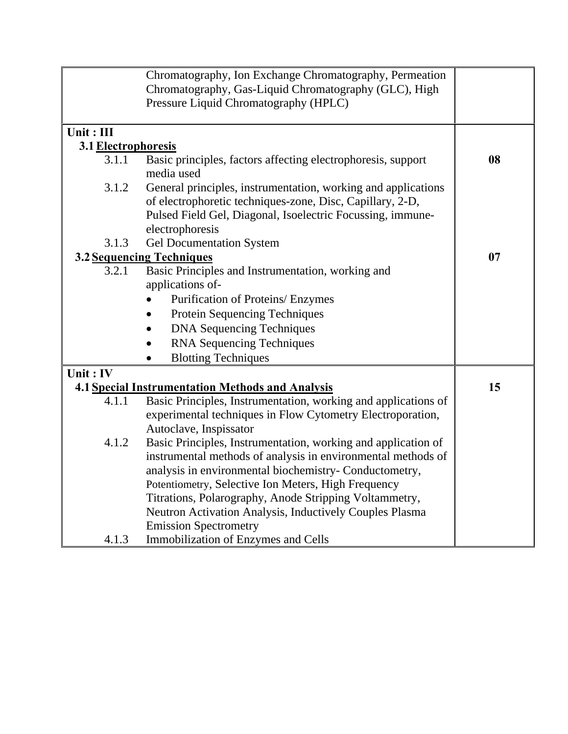| | |
|---|---|
| Chromatography, Ion Exchange Chromatography, Permeation Chromatography, Gas-Liquid Chromatography (GLC), High Pressure Liquid Chromatography (HPLC) | |
| **Unit : III**<br>**3.1 <u>Electrophoresis</u>**<br>3.1.1 Basic principles, factors affecting electrophoresis, support media used<br>3.1.2 General principles, instrumentation, working and applications of electrophoretic techniques-zone, Disc, Capillary, 2-D, Pulsed Field Gel, Diagonal, Isoelectric Focussing, immune-electrophoresis<br>3.1.3 Gel Documentation System | **08** |
| **3.2 <u>Sequencing Techniques</u>**<br>3.2.1 Basic Principles and Instrumentation, working and applications of-<br>• Purification of Proteins/ Enzymes<br>• Protein Sequencing Techniques<br>• DNA Sequencing Techniques<br>• RNA Sequencing Techniques<br>• Blotting Techniques | **07** |
| **Unit : IV**<br>**4.1 <u>Special Instrumentation Methods and Analysis</u>**<br>4.1.1 Basic Principles, Instrumentation, working and applications of experimental techniques in Flow Cytometry Electroporation, Autoclave, Inspissator<br>4.1.2 Basic Principles, Instrumentation, working and application of instrumental methods of analysis in environmental methods of analysis in environmental biochemistry- Conductometry, Potentiometry, Selective Ion Meters, High Frequency Titrations, Polarography, Anode Stripping Voltammetry, Neutron Activation Analysis, Inductively Couples Plasma Emission Spectrometry<br>4.1.3 Immobilization of Enzymes and Cells | **15** |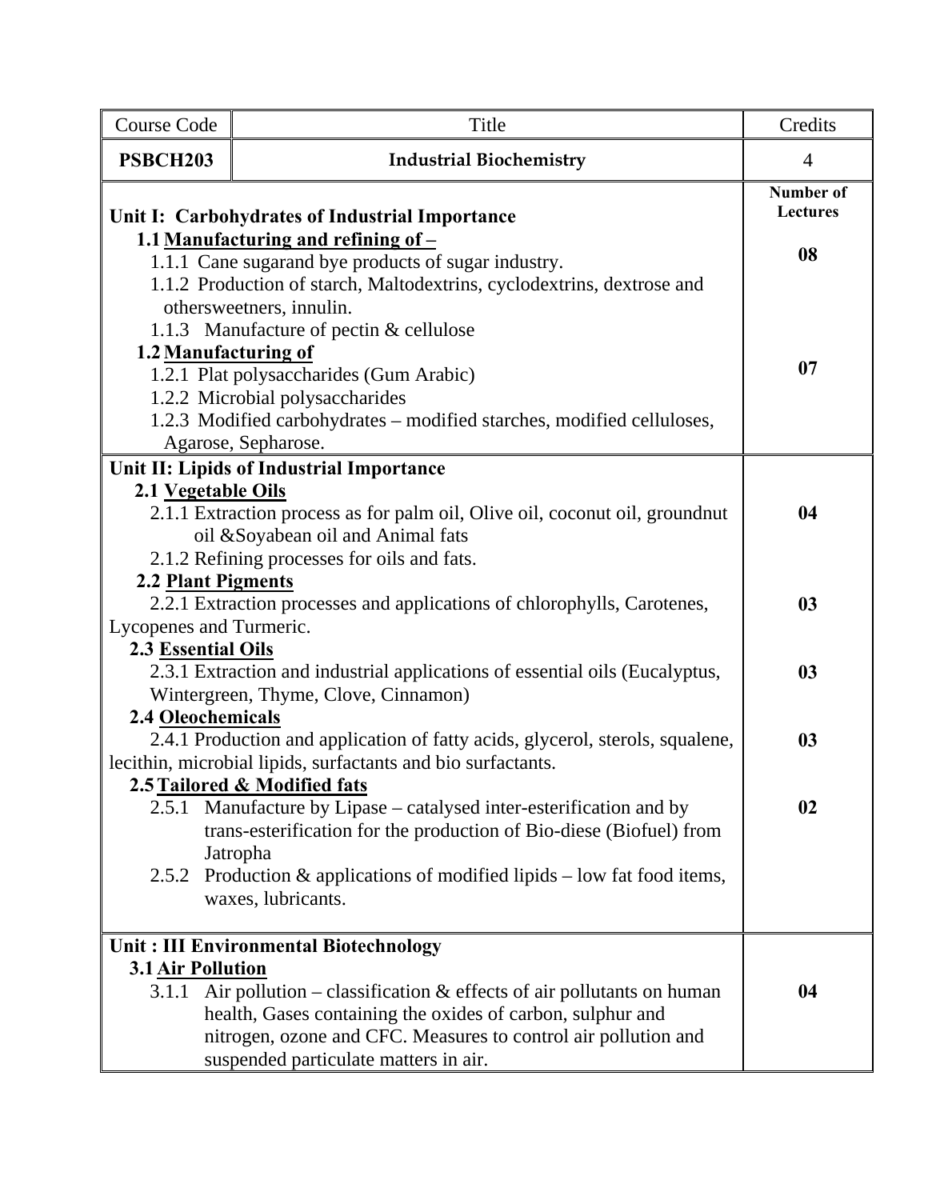| Course Code | Title | Credits |
|---|---|---|
| **PSBCH203** | **Industrial Biochemistry** | 4 |

| | **Number of Lectures** |
|---|---|
| **Unit I: Carbohydrates of Industrial Importance**<br>**1.1 <u>Manufacturing and refining of –</u>**<br>1.1.1 Cane sugarand bye products of sugar industry.<br>1.1.2 Production of starch, Maltodextrins, cyclodextrins, dextrose and othersweetners, innulin.<br>1.1.3 Manufacture of pectin & cellulose | **08** |
| **1.2 <u>Manufacturing of</u>**<br>1.2.1 Plat polysaccharides (Gum Arabic)<br>1.2.2 Microbial polysaccharides<br>1.2.3 Modified carbohydrates – modified starches, modified celluloses, Agarose, Sepharose. | **07** |
| **Unit II: Lipids of Industrial Importance**<br>**2.1 <u>Vegetable Oils</u>**<br>2.1.1 Extraction process as for palm oil, Olive oil, coconut oil, groundnut oil &Soyabean oil and Animal fats<br>2.1.2 Refining processes for oils and fats. | **04** |
| **2.2 <u>Plant Pigments</u>**<br>2.2.1 Extraction processes and applications of chlorophylls, Carotenes, Lycopenes and Turmeric. | **03** |
| **2.3 <u>Essential Oils</u>**<br>2.3.1 Extraction and industrial applications of essential oils (Eucalyptus, Wintergreen, Thyme, Clove, Cinnamon) | **03** |
| **2.4 <u>Oleochemicals</u>**<br>2.4.1 Production and application of fatty acids, glycerol, sterols, squalene, lecithin, microbial lipids, surfactants and bio surfactants. | **03** |
| **2.5 <u>Tailored & Modified fats</u>**<br>2.5.1 Manufacture by Lipase – catalysed inter-esterification and by trans-esterification for the production of Bio-diese (Biofuel) from Jatropha<br>2.5.2 Production & applications of modified lipids – low fat food items, waxes, lubricants. | **02** |
| **Unit : III Environmental Biotechnology**<br>**3.1 <u>Air Pollution</u>**<br>3.1.1 Air pollution – classification & effects of air pollutants on human health, Gases containing the oxides of carbon, sulphur and nitrogen, ozone and CFC. Measures to control air pollution and suspended particulate matters in air. | **04** |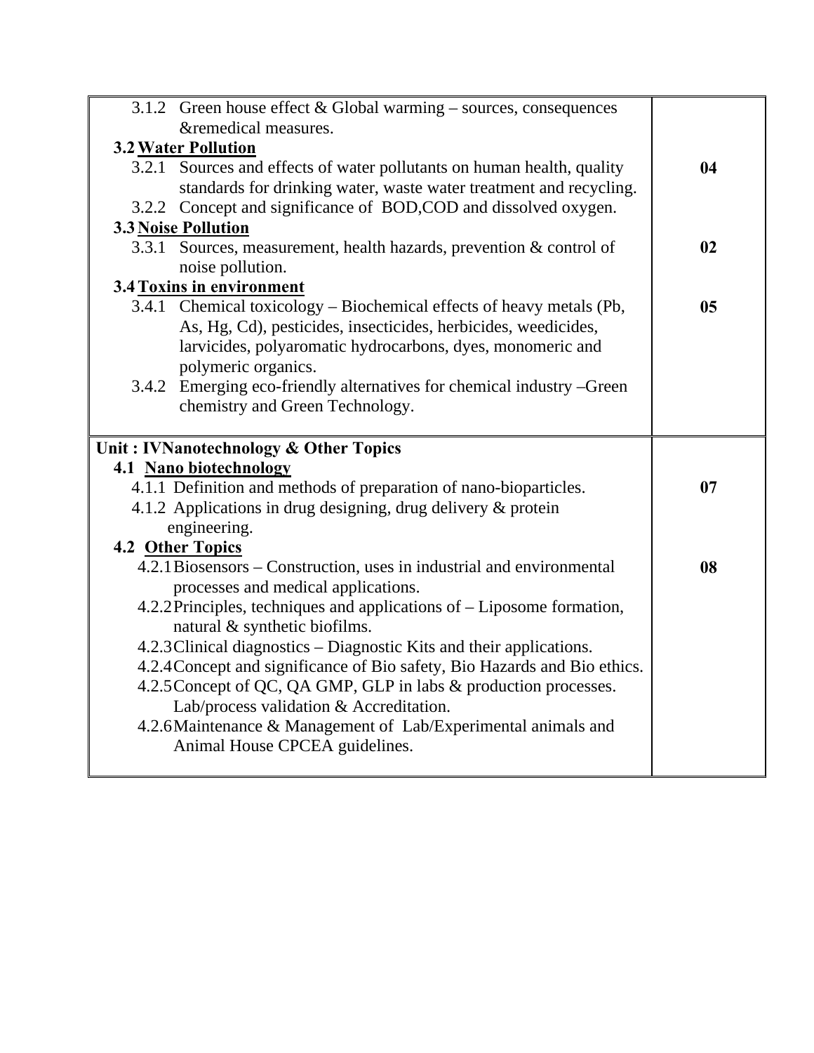| | |
|---|---|
| 3.1.2 Green house effect & Global warming – sources, consequences &remedical measures. | |
| **3.2 <u>Water Pollution</u>** | |
| 3.2.1 Sources and effects of water pollutants on human health, quality standards for drinking water, waste water treatment and recycling. | **04** |
| 3.2.2 Concept and significance of BOD,COD and dissolved oxygen. | |
| **3.3 <u>Noise Pollution</u>** | |
| 3.3.1 Sources, measurement, health hazards, prevention & control of noise pollution. | **02** |
| **3.4 <u>Toxins in environment</u>** | |
| 3.4.1 Chemical toxicology – Biochemical effects of heavy metals (Pb, As, Hg, Cd), pesticides, insecticides, herbicides, weedicides, larvicides, polyaromatic hydrocarbons, dyes, monomeric and polymeric organics. | **05** |
| 3.4.2 Emerging eco-friendly alternatives for chemical industry –Green chemistry and Green Technology. | |
| **Unit : IVNanotechnology & Other Topics** | |
| **4.1 <u>Nano biotechnology</u>** | |
| 4.1.1 Definition and methods of preparation of nano-bioparticles. | **07** |
| 4.1.2 Applications in drug designing, drug delivery & protein engineering. | |
| **4.2 <u>Other Topics</u>** | |
| 4.2.1 Biosensors – Construction, uses in industrial and environmental processes and medical applications. | **08** |
| 4.2.2 Principles, techniques and applications of – Liposome formation, natural & synthetic biofilms. | |
| 4.2.3 Clinical diagnostics – Diagnostic Kits and their applications. | |
| 4.2.4 Concept and significance of Bio safety, Bio Hazards and Bio ethics. | |
| 4.2.5 Concept of QC, QA GMP, GLP in labs & production processes. Lab/process validation & Accreditation. | |
| 4.2.6 Maintenance & Management of Lab/Experimental animals and Animal House CPCEA guidelines. | |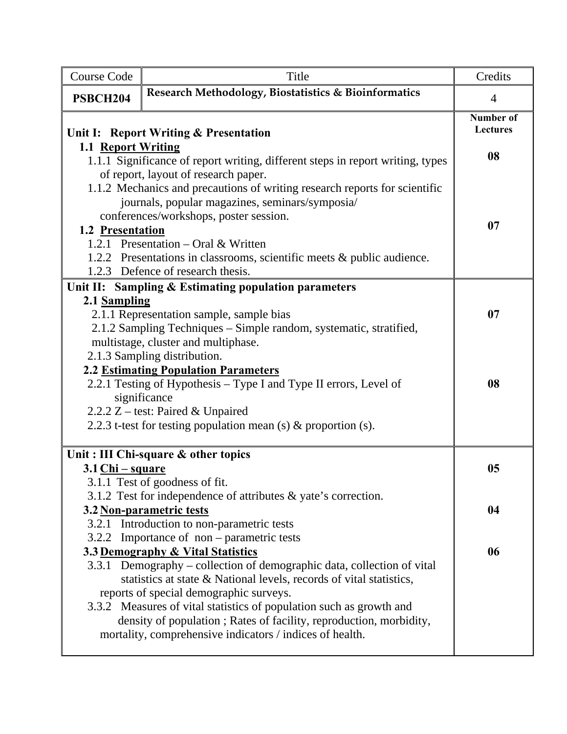| Course Code | Title | Credits |
|---|---|---|
| **PSBCH204** | **Research Methodology, Biostatistics & Bioinformatics** | 4 |

| | **Number of Lectures** |
|---|---|
| **Unit I: Report Writing & Presentation** | |
| **1.1 Report Writing** | **08** |
| 1.1.1 Significance of report writing, different steps in report writing, types of report, layout of research paper. | |
| 1.1.2 Mechanics and precautions of writing research reports for scientific journals, popular magazines, seminars/symposia/ conferences/workshops, poster session. | |
| **1.2 Presentation** | **07** |
| 1.2.1 Presentation – Oral & Written | |
| 1.2.2 Presentations in classrooms, scientific meets & public audience. | |
| 1.2.3 Defence of research thesis. | |
| **Unit II: Sampling & Estimating population parameters** | |
| **2.1 Sampling** | **07** |
| 2.1.1 Representation sample, sample bias | |
| 2.1.2 Sampling Techniques – Simple random, systematic, stratified, multistage, cluster and multiphase. | |
| 2.1.3 Sampling distribution. | |
| **2.2 Estimating Population Parameters** | **08** |
| 2.2.1 Testing of Hypothesis – Type I and Type II errors, Level of significance | |
| 2.2.2 Z – test: Paired & Unpaired | |
| 2.2.3 t-test for testing population mean (s) & proportion (s). | |
| **Unit : III Chi-square & other topics** | |
| **3.1 Chi – square** | **05** |
| 3.1.1 Test of goodness of fit. | |
| 3.1.2 Test for independence of attributes & yate's correction. | |
| **3.2 Non-parametric tests** | **04** |
| 3.2.1 Introduction to non-parametric tests | |
| 3.2.2 Importance of non – parametric tests | |
| **3.3 Demography & Vital Statistics** | **06** |
| 3.3.1 Demography – collection of demographic data, collection of vital statistics at state & National levels, records of vital statistics, reports of special demographic surveys. | |
| 3.3.2 Measures of vital statistics of population such as growth and density of population ; Rates of facility, reproduction, morbidity, mortality, comprehensive indicators / indices of health. | |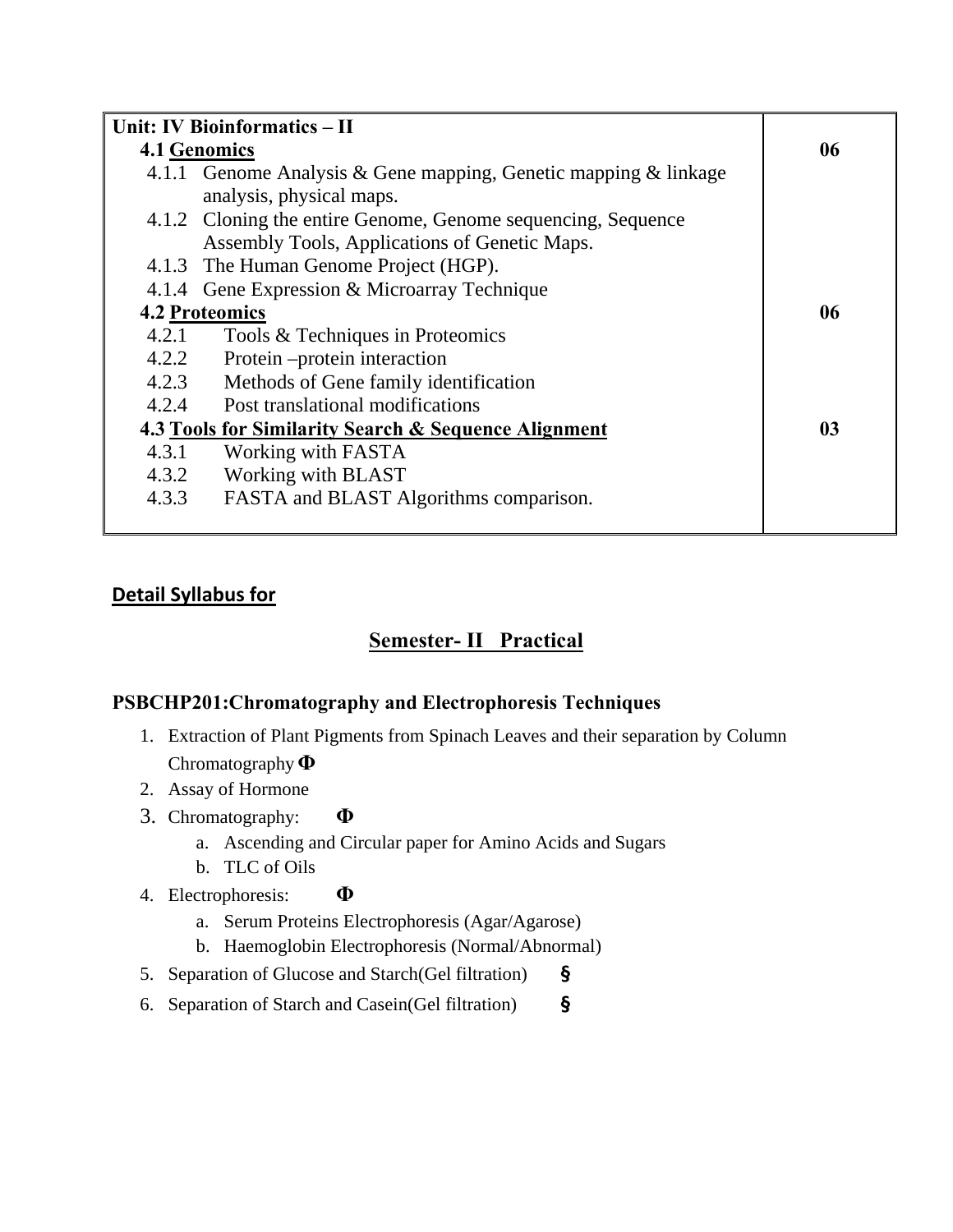| Unit: IV Bioinformatics – II | |
|---|---|
| **4.1 Genomics** | **06** |
| 4.1.1 Genome Analysis & Gene mapping, Genetic mapping & linkage analysis, physical maps. | |
| 4.1.2 Cloning the entire Genome, Genome sequencing, Sequence Assembly Tools, Applications of Genetic Maps. | |
| 4.1.3 The Human Genome Project (HGP). | |
| 4.1.4 Gene Expression & Microarray Technique | |
| **4.2 Proteomics** | **06** |
| 4.2.1 Tools & Techniques in Proteomics | |
| 4.2.2 Protein –protein interaction | |
| 4.2.3 Methods of Gene family identification | |
| 4.2.4 Post translational modifications | |
| **4.3 Tools for Similarity Search & Sequence Alignment** | **03** |
| 4.3.1 Working with FASTA | |
| 4.3.2 Working with BLAST | |
| 4.3.3 FASTA and BLAST Algorithms comparison. | |

**Detail Syllabus for**

## Semester- II Practical

### PSBCHP201:Chromatography and Electrophoresis Techniques

1. Extraction of Plant Pigments from Spinach Leaves and their separation by Column Chromatography **Φ**
2. Assay of Hormone
3. Chromatography: **Φ**
   a. Ascending and Circular paper for Amino Acids and Sugars
   b. TLC of Oils
4. Electrophoresis: **Φ**
   a. Serum Proteins Electrophoresis (Agar/Agarose)
   b. Haemoglobin Electrophoresis (Normal/Abnormal)
5. Separation of Glucose and Starch(Gel filtration) **§**
6. Separation of Starch and Casein(Gel filtration) **§**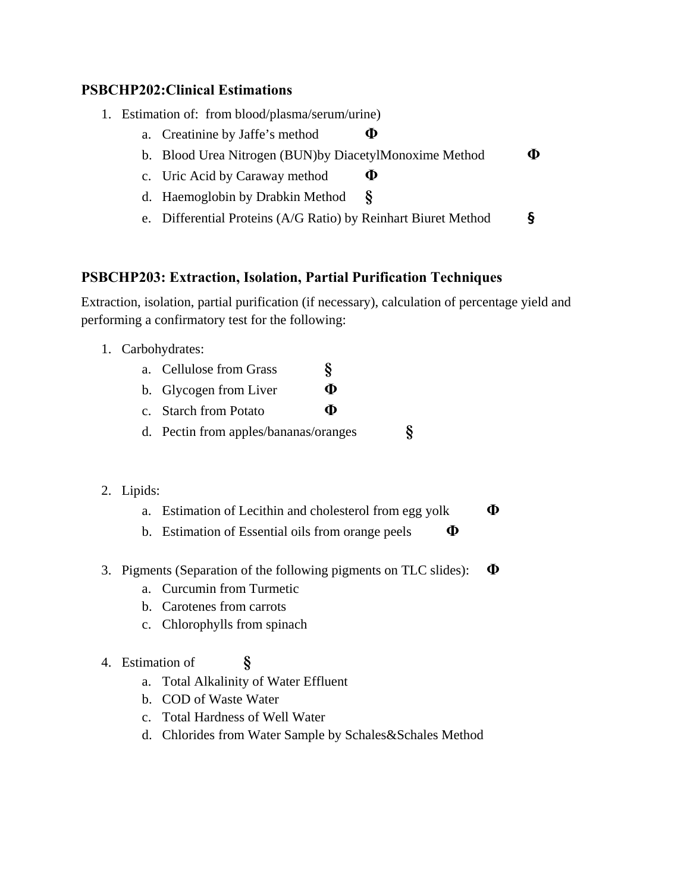### PSBCHP202:Clinical Estimations

1. Estimation of:  from blood/plasma/serum/urine)
    a. Creatinine by Jaffe's method **Φ**
    b. Blood Urea Nitrogen (BUN)by DiacetylMonoxime Method **Φ**
    c. Uric Acid by Caraway method **Φ**
    d. Haemoglobin by Drabkin Method **§**
    e. Differential Proteins (A/G Ratio) by Reinhart Biuret Method **§**

### PSBCHP203: Extraction, Isolation, Partial Purification Techniques

Extraction, isolation, partial purification (if necessary), calculation of percentage yield and performing a confirmatory test for the following:

1. Carbohydrates:
    a. Cellulose from Grass **§**
    b. Glycogen from Liver **Φ**
    c. Starch from Potato **Φ**
    d. Pectin from apples/bananas/oranges **§**

2. Lipids:
    a. Estimation of Lecithin and cholesterol from egg yolk **Φ**
    b. Estimation of Essential oils from orange peels **Φ**

3. Pigments (Separation of the following pigments on TLC slides): **Φ**
    a. Curcumin from Turmetic
    b. Carotenes from carrots
    c. Chlorophylls from spinach

4. Estimation of **§**
    a. Total Alkalinity of Water Effluent
    b. COD of Waste Water
    c. Total Hardness of Well Water
    d. Chlorides from Water Sample by Schales&Schales Method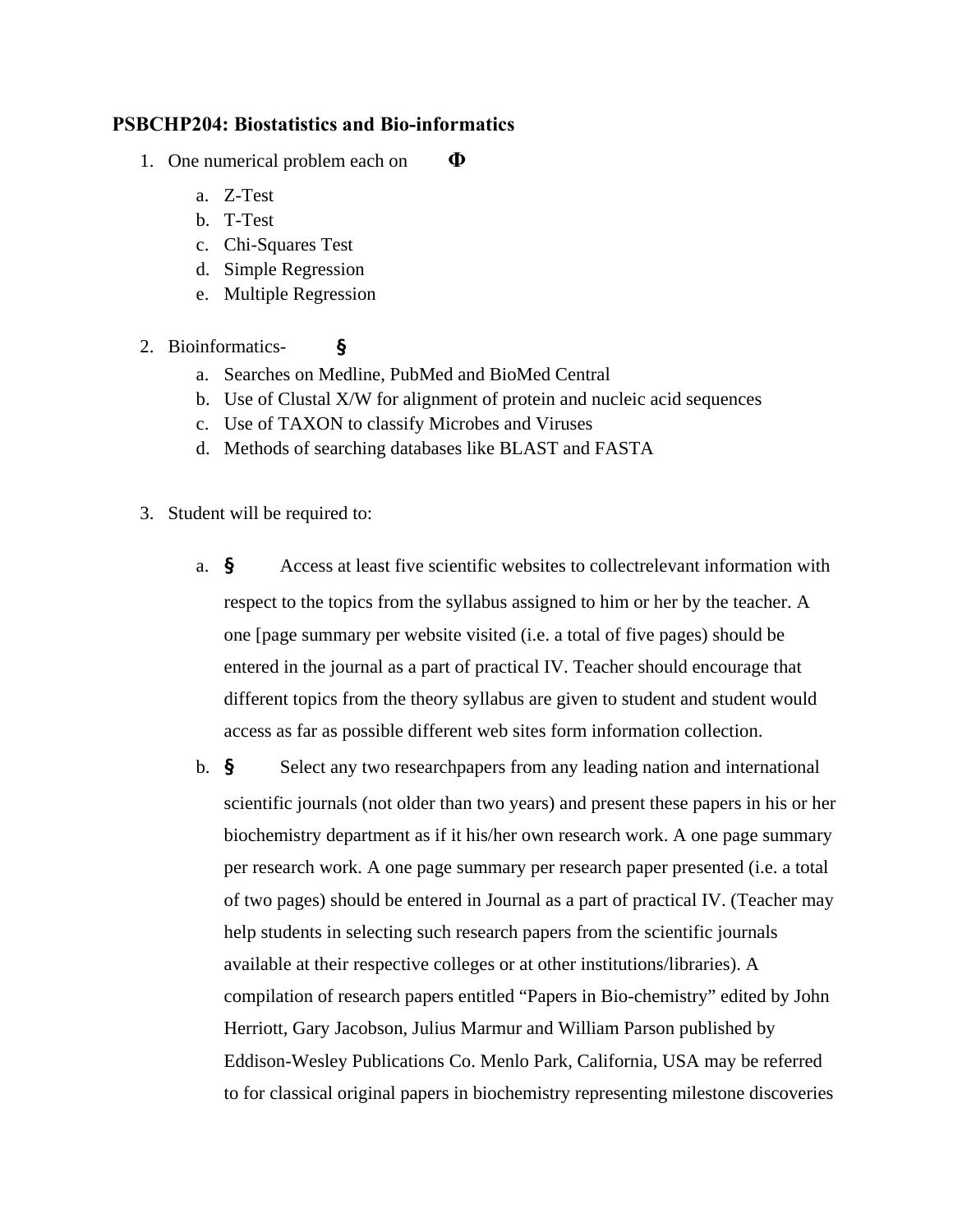**PSBCHP204: Biostatistics and Bio-informatics**

1. One numerical problem each on Φ
    a. Z-Test
    b. T-Test
    c. Chi-Squares Test
    d. Simple Regression
    e. Multiple Regression

2. Bioinformatics- §
    a. Searches on Medline, PubMed and BioMed Central
    b. Use of Clustal X/W for alignment of protein and nucleic acid sequences
    c. Use of TAXON to classify Microbes and Viruses
    d. Methods of searching databases like BLAST and FASTA

3. Student will be required to:
    a. § Access at least five scientific websites to collectrelevant information with respect to the topics from the syllabus assigned to him or her by the teacher. A one [page summary per website visited (i.e. a total of five pages) should be entered in the journal as a part of practical IV. Teacher should encourage that different topics from the theory syllabus are given to student and student would access as far as possible different web sites form information collection.
    b. § Select any two researchpapers from any leading nation and international scientific journals (not older than two years) and present these papers in his or her biochemistry department as if it his/her own research work. A one page summary per research work. A one page summary per research paper presented (i.e. a total of two pages) should be entered in Journal as a part of practical IV. (Teacher may help students in selecting such research papers from the scientific journals available at their respective colleges or at other institutions/libraries). A compilation of research papers entitled "Papers in Bio-chemistry" edited by John Herriott, Gary Jacobson, Julius Marmur and William Parson published by Eddison-Wesley Publications Co. Menlo Park, California, USA may be referred to for classical original papers in biochemistry representing milestone discoveries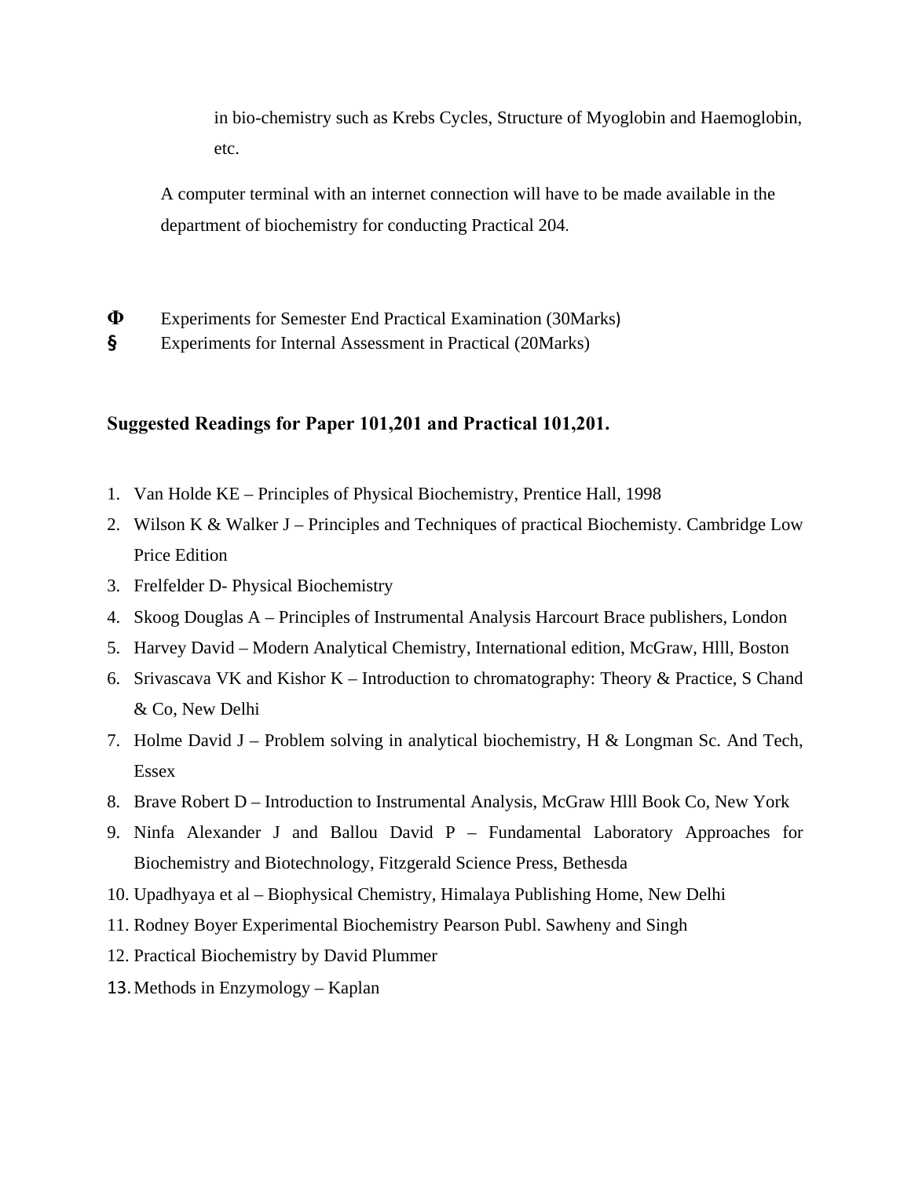in bio-chemistry such as Krebs Cycles, Structure of Myoglobin and Haemoglobin, etc.

A computer terminal with an internet connection will have to be made available in the department of biochemistry for conducting Practical 204.

Φ Experiments for Semester End Practical Examination (30Marks)

§ Experiments for Internal Assessment in Practical (20Marks)

**Suggested Readings for Paper 101,201 and Practical 101,201.**

1. Van Holde KE – Principles of Physical Biochemistry, Prentice Hall, 1998
2. Wilson K & Walker J – Principles and Techniques of practical Biochemisty. Cambridge Low Price Edition
3. Frelfelder D- Physical Biochemistry
4. Skoog Douglas A – Principles of Instrumental Analysis Harcourt Brace publishers, London
5. Harvey David – Modern Analytical Chemistry, International edition, McGraw, Hlll, Boston
6. Srivascava VK and Kishor K – Introduction to chromatography: Theory & Practice, S Chand & Co, New Delhi
7. Holme David J – Problem solving in analytical biochemistry, H & Longman Sc. And Tech, Essex
8. Brave Robert D – Introduction to Instrumental Analysis, McGraw Hlll Book Co, New York
9. Ninfa Alexander J and Ballou David P – Fundamental Laboratory Approaches for Biochemistry and Biotechnology, Fitzgerald Science Press, Bethesda
10. Upadhyaya et al – Biophysical Chemistry, Himalaya Publishing Home, New Delhi
11. Rodney Boyer Experimental Biochemistry Pearson Publ. Sawheny and Singh
12. Practical Biochemistry by David Plummer
13. Methods in Enzymology – Kaplan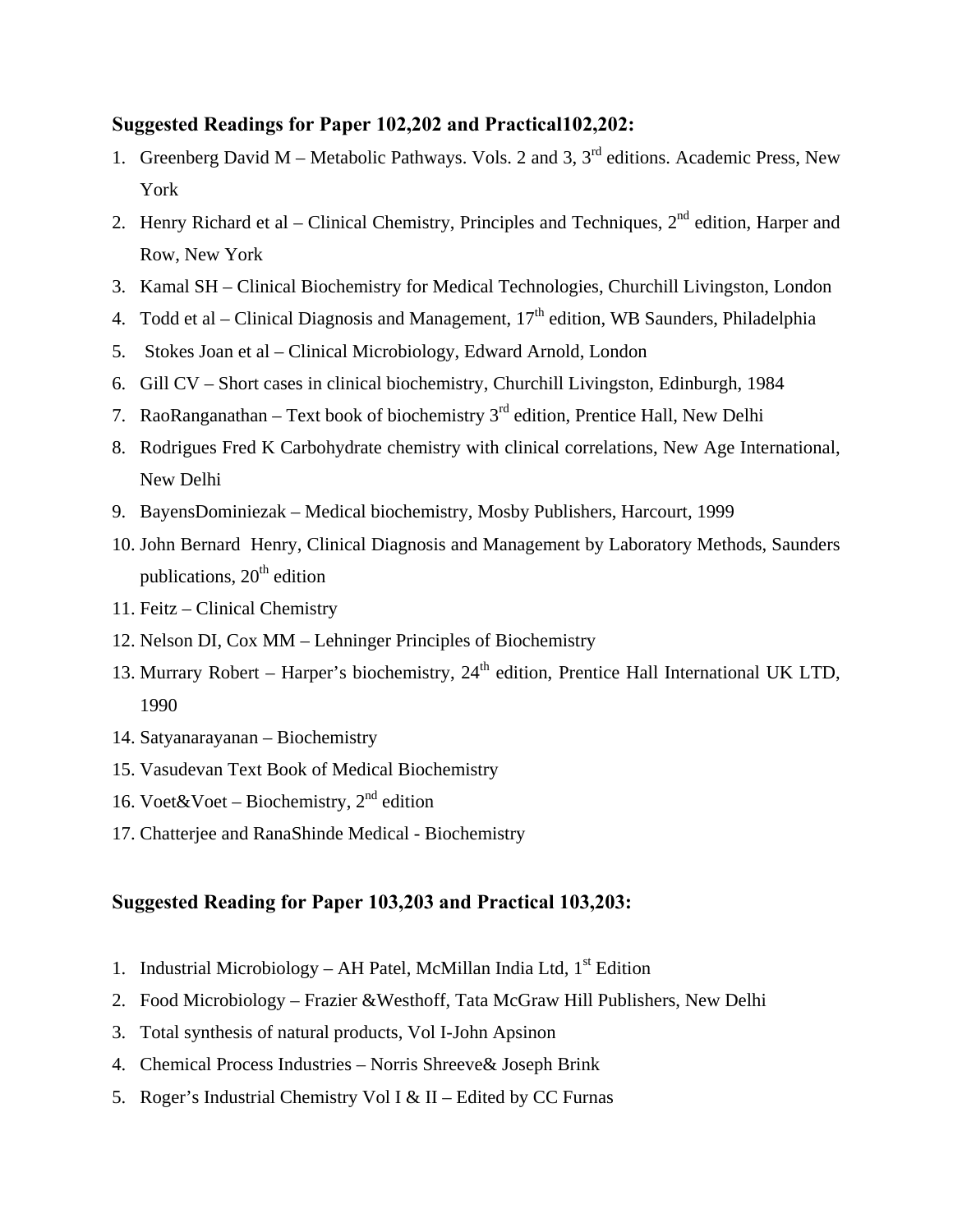### Suggested Readings for Paper 102,202 and Practical102,202:

1. Greenberg David M – Metabolic Pathways. Vols. 2 and 3, 3rd editions. Academic Press, New York
2. Henry Richard et al – Clinical Chemistry, Principles and Techniques, 2nd edition, Harper and Row, New York
3. Kamal SH – Clinical Biochemistry for Medical Technologies, Churchill Livingston, London
4. Todd et al – Clinical Diagnosis and Management, 17th edition, WB Saunders, Philadelphia
5. Stokes Joan et al – Clinical Microbiology, Edward Arnold, London
6. Gill CV – Short cases in clinical biochemistry, Churchill Livingston, Edinburgh, 1984
7. RaoRanganathan – Text book of biochemistry 3rd edition, Prentice Hall, New Delhi
8. Rodrigues Fred K Carbohydrate chemistry with clinical correlations, New Age International, New Delhi
9. BayensDominiezak – Medical biochemistry, Mosby Publishers, Harcourt, 1999
10. John Bernard Henry, Clinical Diagnosis and Management by Laboratory Methods, Saunders publications, 20th edition
11. Feitz – Clinical Chemistry
12. Nelson DI, Cox MM – Lehninger Principles of Biochemistry
13. Murrary Robert – Harper's biochemistry, 24th edition, Prentice Hall International UK LTD, 1990
14. Satyanarayanan – Biochemistry
15. Vasudevan Text Book of Medical Biochemistry
16. Voet&Voet – Biochemistry, 2nd edition
17. Chatterjee and RanaShinde Medical - Biochemistry

### Suggested Reading for Paper 103,203 and Practical 103,203:

1. Industrial Microbiology – AH Patel, McMillan India Ltd, 1st Edition
2. Food Microbiology – Frazier &Westhoff, Tata McGraw Hill Publishers, New Delhi
3. Total synthesis of natural products, Vol I-John Apsinon
4. Chemical Process Industries – Norris Shreeve& Joseph Brink
5. Roger's Industrial Chemistry Vol I & II – Edited by CC Furnas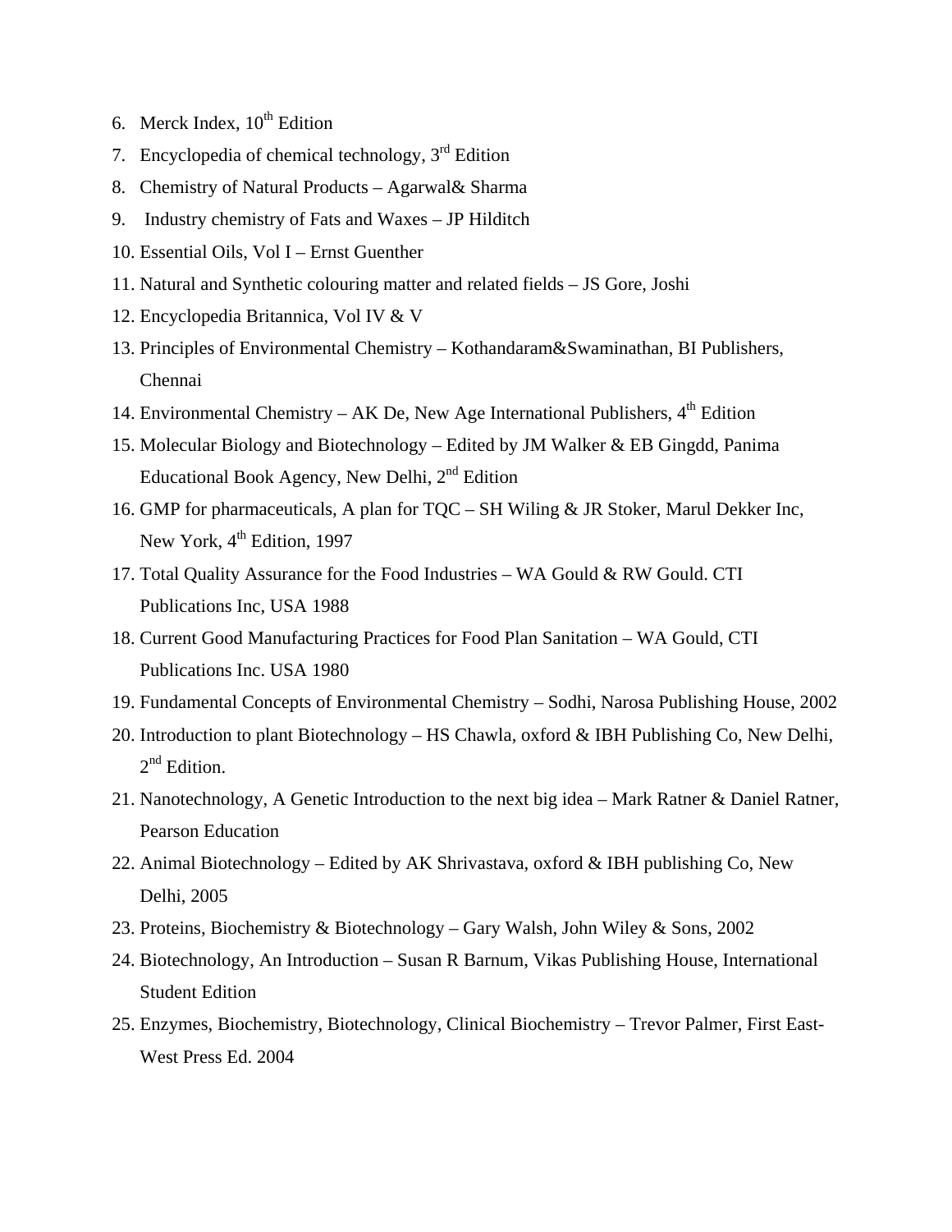6. Merck Index, 10th Edition
7. Encyclopedia of chemical technology, 3rd Edition
8. Chemistry of Natural Products – Agarwal& Sharma
9. Industry chemistry of Fats and Waxes – JP Hilditch
10. Essential Oils, Vol I – Ernst Guenther
11. Natural and Synthetic colouring matter and related fields – JS Gore, Joshi
12. Encyclopedia Britannica, Vol IV & V
13. Principles of Environmental Chemistry – Kothandaram&Swaminathan, BI Publishers, Chennai
14. Environmental Chemistry – AK De, New Age International Publishers, 4th Edition
15. Molecular Biology and Biotechnology – Edited by JM Walker & EB Gingdd, Panima Educational Book Agency, New Delhi, 2nd Edition
16. GMP for pharmaceuticals, A plan for TQC – SH Wiling & JR Stoker, Marul Dekker Inc, New York, 4th Edition, 1997
17. Total Quality Assurance for the Food Industries – WA Gould & RW Gould. CTI Publications Inc, USA 1988
18. Current Good Manufacturing Practices for Food Plan Sanitation – WA Gould, CTI Publications Inc. USA 1980
19. Fundamental Concepts of Environmental Chemistry – Sodhi, Narosa Publishing House, 2002
20. Introduction to plant Biotechnology – HS Chawla, oxford & IBH Publishing Co, New Delhi, 2nd Edition.
21. Nanotechnology, A Genetic Introduction to the next big idea – Mark Ratner & Daniel Ratner, Pearson Education
22. Animal Biotechnology – Edited by AK Shrivastava, oxford & IBH publishing Co, New Delhi, 2005
23. Proteins, Biochemistry & Biotechnology – Gary Walsh, John Wiley & Sons, 2002
24. Biotechnology, An Introduction – Susan R Barnum, Vikas Publishing House, International Student Edition
25. Enzymes, Biochemistry, Biotechnology, Clinical Biochemistry – Trevor Palmer, First East-West Press Ed. 2004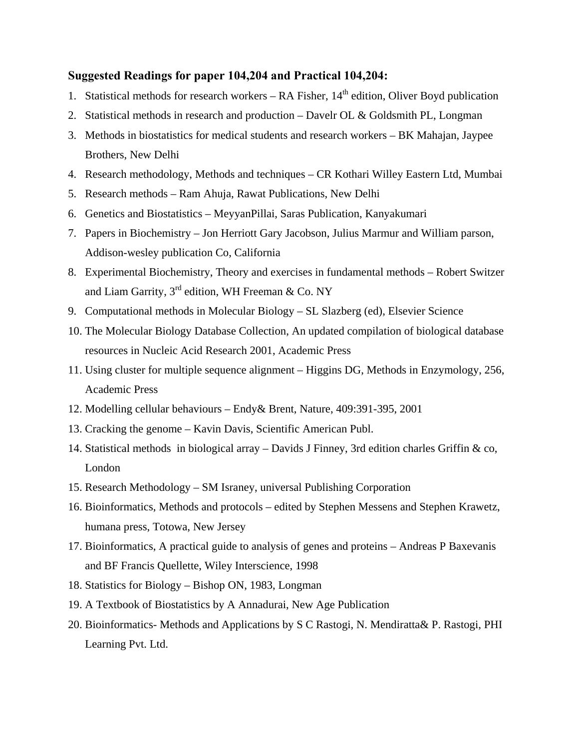**Suggested Readings for paper 104,204 and Practical 104,204:**

1. Statistical methods for research workers – RA Fisher, 14th edition, Oliver Boyd publication
2. Statistical methods in research and production – Davelr OL & Goldsmith PL, Longman
3. Methods in biostatistics for medical students and research workers – BK Mahajan, Jaypee Brothers, New Delhi
4. Research methodology, Methods and techniques – CR Kothari Willey Eastern Ltd, Mumbai
5. Research methods – Ram Ahuja, Rawat Publications, New Delhi
6. Genetics and Biostatistics – MeyyanPillai, Saras Publication, Kanyakumari
7. Papers in Biochemistry – Jon Herriott Gary Jacobson, Julius Marmur and William parson, Addison-wesley publication Co, California
8. Experimental Biochemistry, Theory and exercises in fundamental methods – Robert Switzer and Liam Garrity, 3rd edition, WH Freeman & Co. NY
9. Computational methods in Molecular Biology – SL Slazberg (ed), Elsevier Science
10. The Molecular Biology Database Collection, An updated compilation of biological database resources in Nucleic Acid Research 2001, Academic Press
11. Using cluster for multiple sequence alignment – Higgins DG, Methods in Enzymology, 256, Academic Press
12. Modelling cellular behaviours – Endy& Brent, Nature, 409:391-395, 2001
13. Cracking the genome – Kavin Davis, Scientific American Publ.
14. Statistical methods in biological array – Davids J Finney, 3rd edition charles Griffin & co, London
15. Research Methodology – SM Israney, universal Publishing Corporation
16. Bioinformatics, Methods and protocols – edited by Stephen Messens and Stephen Krawetz, humana press, Totowa, New Jersey
17. Bioinformatics, A practical guide to analysis of genes and proteins – Andreas P Baxevanis and BF Francis Quellette, Wiley Interscience, 1998
18. Statistics for Biology – Bishop ON, 1983, Longman
19. A Textbook of Biostatistics by A Annadurai, New Age Publication
20. Bioinformatics- Methods and Applications by S C Rastogi, N. Mendiratta& P. Rastogi, PHI Learning Pvt. Ltd.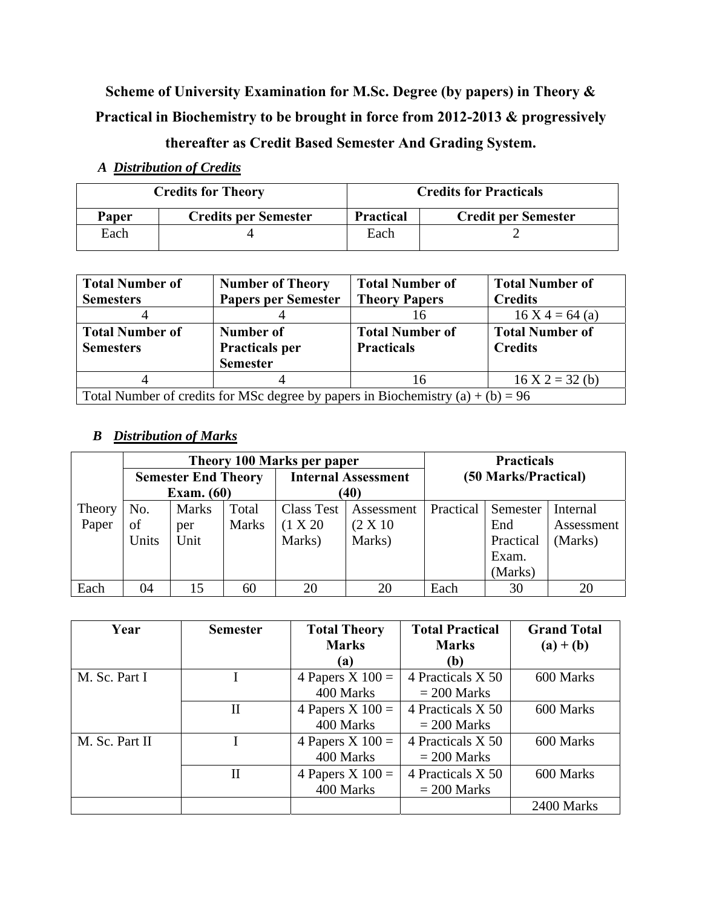# Scheme of University Examination for M.Sc. Degree (by papers) in Theory & Practical in Biochemistry to be brought in force from 2012-2013 & progressively thereafter as Credit Based Semester And Grading System.

***A Distribution of Credits***

| Credits for Theory | | Credits for Practicals | |
|---|---|---|---|
| **Paper** | **Credits per Semester** | **Practical** | **Credit per Semester** |
| Each | 4 | Each | 2 |

| **Total Number of Semesters** | **Number of Theory Papers per Semester** | **Total Number of Theory Papers** | **Total Number of Credits** |
|---|---|---|---|
| 4 | 4 | 16 | 16 X 4 = 64 (a) |
| **Total Number of Semesters** | **Number of Practicals per Semester** | **Total Number of Practicals** | **Total Number of Credits** |
| 4 | 4 | 16 | 16 X 2 = 32 (b) |
| Total Number of credits for MSc degree by papers in Biochemistry (a) + (b) = 96 | | | |

***B Distribution of Marks***

| | Theory 100 Marks per paper | | | | | Practicals (50 Marks/Practical) | | |
|---|---|---|---|---|---|---|---|---|
| | Semester End Theory Exam. (60) | | | Internal Assessment (40) | | | | |
| Theory Paper | No. of Units | Marks per Unit | Total Marks | Class Test (1 X 20 Marks) | Assessment (2 X 10 Marks) | Practical | Semester End Practical Exam. (Marks) | Internal Assessment (Marks) |
| Each | 04 | 15 | 60 | 20 | 20 | Each | 30 | 20 |

| Year | Semester | Total Theory Marks (a) | Total Practical Marks (b) | Grand Total (a) + (b) |
|---|---|---|---|---|
| M. Sc. Part I | I | 4 Papers X 100 = 400 Marks | 4 Practicals X 50 = 200 Marks | 600 Marks |
| | II | 4 Papers X 100 = 400 Marks | 4 Practicals X 50 = 200 Marks | 600 Marks |
| M. Sc. Part II | I | 4 Papers X 100 = 400 Marks | 4 Practicals X 50 = 200 Marks | 600 Marks |
| | II | 4 Papers X 100 = 400 Marks | 4 Practicals X 50 = 200 Marks | 600 Marks |
| | | | | 2400 Marks |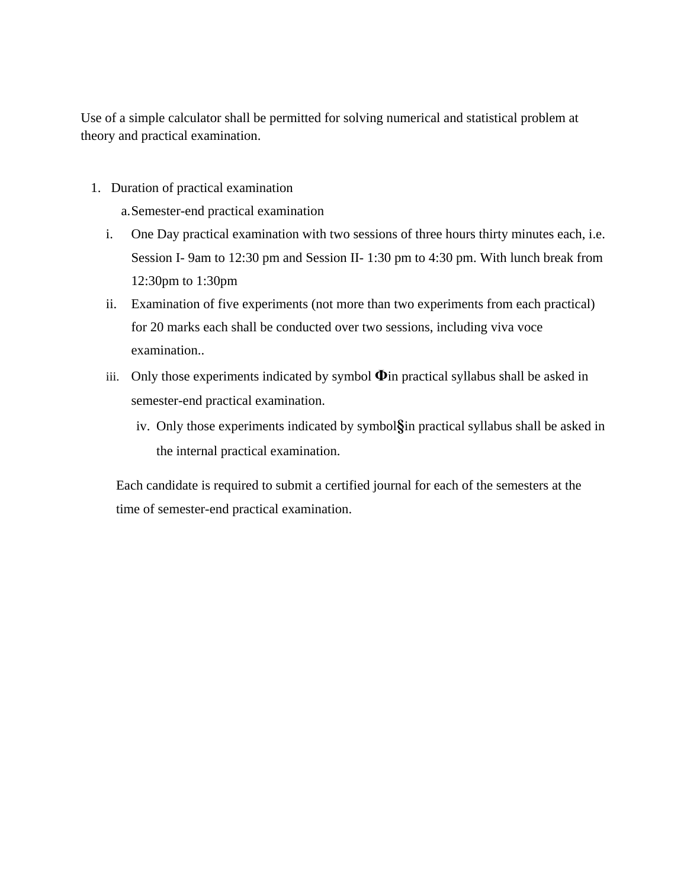Use of a simple calculator shall be permitted for solving numerical and statistical problem at theory and practical examination.

1. Duration of practical examination
    a. Semester-end practical examination
        i. One Day practical examination with two sessions of three hours thirty minutes each, i.e. Session I- 9am to 12:30 pm and Session II- 1:30 pm to 4:30 pm. With lunch break from 12:30pm to 1:30pm
        ii. Examination of five experiments (not more than two experiments from each practical) for 20 marks each shall be conducted over two sessions, including viva voce examination..
        iii. Only those experiments indicated by symbol **Φ**in practical syllabus shall be asked in semester-end practical examination.
        iv. Only those experiments indicated by symbol**§**in practical syllabus shall be asked in the internal practical examination.

Each candidate is required to submit a certified journal for each of the semesters at the time of semester-end practical examination.